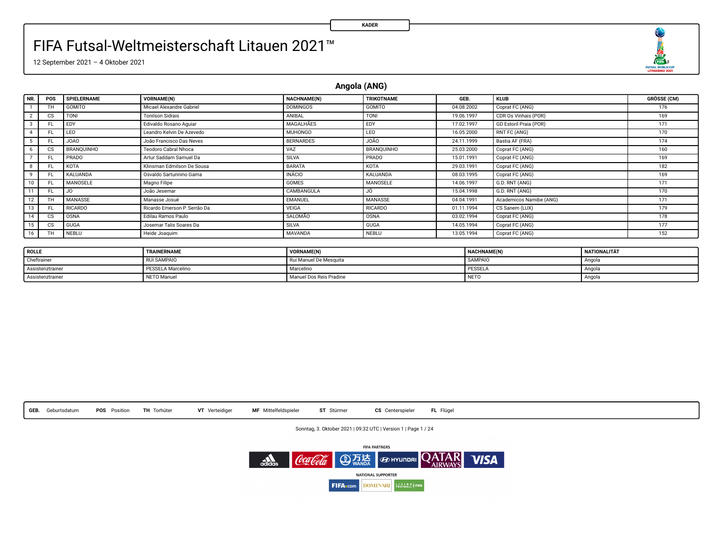KADER

# FIFA Futsal-Weltmeisterschaft Litauen 2021™

12 September 2021 – 4 Oktober 2021

## Angola (ANG)

| NR. | POS | SPIELERNAME | VORNAME(N) | NACHNAME(N) | TRIKOTNAME | GEB. | KLUB | GRÖSSE (CM) |
|---|---|---|---|---|---|---|---|---|
| 1 | TH | GOMITO | Micael Alexandre Gabriel | DOMINGOS | GOMITO | 04.08.2002 | Coprat FC (ANG) | 176 |
| 2 | CS | TONI | Tonilson Sidrais | ANIBAL | TONI | 19.06.1997 | CDR Os Vinhais (POR) | 169 |
| 3 | FL | EDY | Edivaldo Rosano Aguiar | MAGALHÃES | EDY | 17.02.1997 | GD Estoril Praia (POR) | 171 |
| 4 | FL | LEO | Leandro Kelvin De Azevedo | MUHONGO | LEO | 16.05.2000 | RNT FC (ANG) | 170 |
| 5 | FL | JOAO | João Francisco Das Neves | BERNARDES | JOÃO | 24.11.1999 | Bastia AF (FRA) | 174 |
| 6 | CS | BRANQUINHO | Teodoro Cabral Nhoca | VAZ | BRANQUINHO | 25.03.2000 | Coprat FC (ANG) | 160 |
| 7 | FL | PRADO | Artur Saddam Samuel Da | SILVA | PRADO | 15.01.1991 | Coprat FC (ANG) | 169 |
| 8 | FL | KOTA | Klinsman Edmilson De Sousa | BARATA | KOTA | 29.03.1991 | Coprat FC (ANG) | 182 |
| 9 | FL | KALUANDA | Osvaldo Sartunnino Gama | INÁCIO | KALUANDA | 08.03.1995 | Coprat FC (ANG) | 169 |
| 10 | FL | MANOSELE | Magno Filipe | GOMES | MANOSELE | 14.06.1997 | G.D. RNT (ANG) | 171 |
| 11 | FL | JO | João Jesemar | CAMBANGULA | JÔ | 15.04.1998 | G.D. RNT (ANG) | 170 |
| 12 | TH | MANASSE | Manasse Josué | EMANUEL | MANASSE | 04.04.1991 | Academicos Namibe (ANG) | 171 |
| 13 | FL | RICARDO | Ricardo Emerson P. Serrão Da | VEIGA | RICARDO | 01.11.1994 | CS Sanem (LUX) | 179 |
| 14 | CS | OSNA | Edilau Ramos Paulo | SALOMÃO | OSNA | 03.02.1994 | Coprat FC (ANG) | 178 |
| 15 | CS | GUGA | Josemar Talis Soares Da | SILVA | GUGA | 14.05.1994 | Coprat FC (ANG) | 177 |
| 16 | TH | NEBLU | Heide Joaquim | MAVANDA | NEBLU | 13.05.1994 | Coprat FC (ANG) | 152 |

| ROLLE | TRAINERNAME | VORNAME(N) | NACHNAME(N) | NATIONALITÄT |
|---|---|---|---|---|
| Cheftrainer | RUI SAMPAIO | Rui Manuel De Mesquita | SAMPAIO | Angola |
| Assistenztrainer | PESSELA Marcelino | Marcelino | PESSELA | Angola |
| Assistenztrainer | NETO Manuel | Manuel Dos Reis Pradine | NETO | Angola |

**GEB.** Geburtsdatum **POS** Position **TH** Torhüter **VT** Verteidiger **MF** Mittelfeldspieler **ST** Stürmer **CS** Centerspieler **FL** Flügel

Sonntag, 3. Oktober 2021 | 09:32 UTC | Version 1

FIFA PARTNERS

NATIONAL SUPPORTER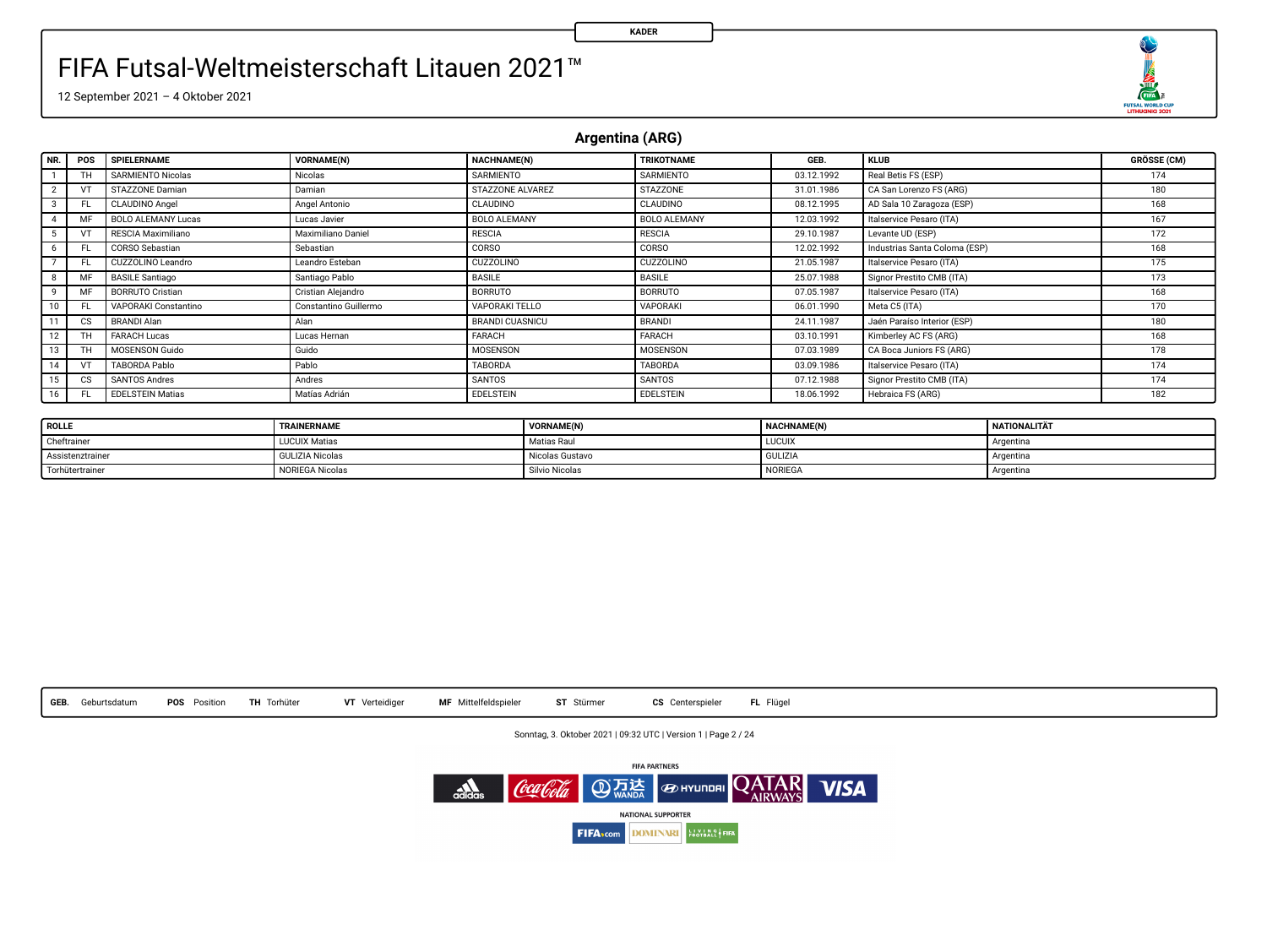KADER

# FIFA Futsal-Weltmeisterschaft Litauen 2021™

12 September 2021 – 4 Oktober 2021

## Argentina (ARG)

| NR. | POS | SPIELERNAME | VORNAME(N) | NACHNAME(N) | TRIKOTNAME | GEB. | KLUB | GRÖSSE (CM) |
|---|---|---|---|---|---|---|---|---|
| 1 | TH | SARMIENTO Nicolas | Nicolas | SARMIENTO | SARMIENTO | 03.12.1992 | Real Betis FS (ESP) | 174 |
| 2 | VT | STAZZONE Damian | Damian | STAZZONE ALVAREZ | STAZZONE | 31.01.1986 | CA San Lorenzo FS (ARG) | 180 |
| 3 | FL | CLAUDINO Angel | Angel Antonio | CLAUDINO | CLAUDINO | 08.12.1995 | AD Sala 10 Zaragoza (ESP) | 168 |
| 4 | MF | BOLO ALEMANY Lucas | Lucas Javier | BOLO ALEMANY | BOLO ALEMANY | 12.03.1992 | Italservice Pesaro (ITA) | 167 |
| 5 | VT | RESCIA Maximiliano | Maximiliano Daniel | RESCIA | RESCIA | 29.10.1987 | Levante UD (ESP) | 172 |
| 6 | FL | CORSO Sebastian | Sebastian | CORSO | CORSO | 12.02.1992 | Industrias Santa Coloma (ESP) | 168 |
| 7 | FL | CUZZOLINO Leandro | Leandro Esteban | CUZZOLINO | CUZZOLINO | 21.05.1987 | Italservice Pesaro (ITA) | 175 |
| 8 | MF | BASILE Santiago | Santiago Pablo | BASILE | BASILE | 25.07.1988 | Signor Prestito CMB (ITA) | 173 |
| 9 | MF | BORRUTO Cristian | Cristian Alejandro | BORRUTO | BORRUTO | 07.05.1987 | Italservice Pesaro (ITA) | 168 |
| 10 | FL | VAPORAKI Constantino | Constantino Guillermo | VAPORAKI TELLO | VAPORAKI | 06.01.1990 | Meta C5 (ITA) | 170 |
| 11 | CS | BRANDI Alan | Alan | BRANDI CUASNICU | BRANDI | 24.11.1987 | Jaén Paraíso Interior (ESP) | 180 |
| 12 | TH | FARACH Lucas | Lucas Hernan | FARACH | FARACH | 03.10.1991 | Kimberley AC FS (ARG) | 168 |
| 13 | TH | MOSENSON Guido | Guido | MOSENSON | MOSENSON | 07.03.1989 | CA Boca Juniors FS (ARG) | 178 |
| 14 | VT | TABORDA Pablo | Pablo | TABORDA | TABORDA | 03.09.1986 | Italservice Pesaro (ITA) | 174 |
| 15 | CS | SANTOS Andres | Andres | SANTOS | SANTOS | 07.12.1988 | Signor Prestito CMB (ITA) | 174 |
| 16 | FL | EDELSTEIN Matias | Matías Adrián | EDELSTEIN | EDELSTEIN | 18.06.1992 | Hebraica FS (ARG) | 182 |

| ROLLE | TRAINERNAME | VORNAME(N) | NACHNAME(N) | NATIONALITÄT |
|---|---|---|---|---|
| Cheftrainer | LUCUIX Matias | Matias Raul | LUCUIX | Argentina |
| Assistenztrainer | GULIZIA Nicolas | Nicolas Gustavo | GULIZIA | Argentina |
| Torhütertrainer | NORIEGA Nicolas | Silvio Nicolas | NORIEGA | Argentina |

**GEB.** Geburtsdatum **POS** Position **TH** Torhüter **VT** Verteidiger **MF** Mittelfeldspieler **ST** Stürmer **CS** Centerspieler **FL** Flügel

Sonntag, 3. Oktober 2021 | 09:32 UTC | Version 1

FIFA PARTNERS

NATIONAL SUPPORTER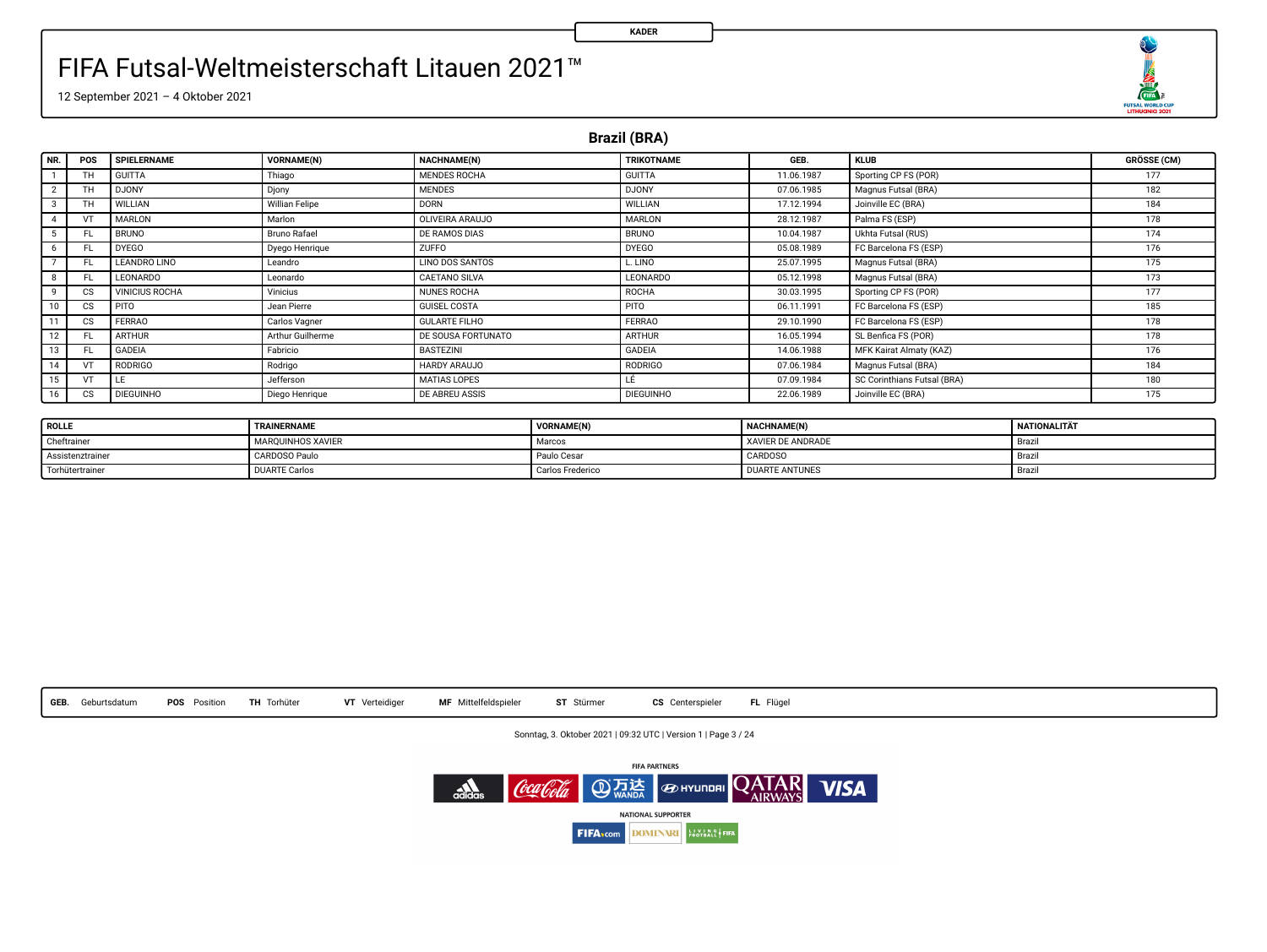KADER

# FIFA Futsal-Weltmeisterschaft Litauen 2021™

12 September 2021 – 4 Oktober 2021

## Brazil (BRA)

| NR. | POS | SPIELERNAME | VORNAME(N) | NACHNAME(N) | TRIKOTNAME | GEB. | KLUB | GRÖSSE (CM) |
|---|---|---|---|---|---|---|---|---|
| 1 | TH | GUITTA | Thiago | MENDES ROCHA | GUITTA | 11.06.1987 | Sporting CP FS (POR) | 177 |
| 2 | TH | DJONY | Djony | MENDES | DJONY | 07.06.1985 | Magnus Futsal (BRA) | 182 |
| 3 | TH | WILLIAN | Willian Felipe | DORN | WILLIAN | 17.12.1994 | Joinville EC (BRA) | 184 |
| 4 | VT | MARLON | Marlon | OLIVEIRA ARAUJO | MARLON | 28.12.1987 | Palma FS (ESP) | 178 |
| 5 | FL | BRUNO | Bruno Rafael | DE RAMOS DIAS | BRUNO | 10.04.1987 | Ukhta Futsal (RUS) | 174 |
| 6 | FL | DYEGO | Dyego Henrique | ZUFFO | DYEGO | 05.08.1989 | FC Barcelona FS (ESP) | 176 |
| 7 | FL | LEANDRO LINO | Leandro | LINO DOS SANTOS | L. LINO | 25.07.1995 | Magnus Futsal (BRA) | 175 |
| 8 | FL | LEONARDO | Leonardo | CAETANO SILVA | LEONARDO | 05.12.1998 | Magnus Futsal (BRA) | 173 |
| 9 | CS | VINICIUS ROCHA | Vinicius | NUNES ROCHA | ROCHA | 30.03.1995 | Sporting CP FS (POR) | 177 |
| 10 | CS | PITO | Jean Pierre | GUISEL COSTA | PITO | 06.11.1991 | FC Barcelona FS (ESP) | 185 |
| 11 | CS | FERRAO | Carlos Vagner | GULARTE FILHO | FERRAO | 29.10.1990 | FC Barcelona FS (ESP) | 178 |
| 12 | FL | ARTHUR | Arthur Guilherme | DE SOUSA FORTUNATO | ARTHUR | 16.05.1994 | SL Benfica FS (POR) | 178 |
| 13 | FL | GADEIA | Fabricio | BASTEZINI | GADEIA | 14.06.1988 | MFK Kairat Almaty (KAZ) | 176 |
| 14 | VT | RODRIGO | Rodrigo | HARDY ARAUJO | RODRIGO | 07.06.1984 | Magnus Futsal (BRA) | 184 |
| 15 | VT | LE | Jefferson | MATIAS LOPES | LÉ | 07.09.1984 | SC Corinthians Futsal (BRA) | 180 |
| 16 | CS | DIEGUINHO | Diego Henrique | DE ABREU ASSIS | DIEGUINHO | 22.06.1989 | Joinville EC (BRA) | 175 |

| ROLLE | TRAINERNAME | VORNAME(N) | NACHNAME(N) | NATIONALITÄT |
|---|---|---|---|---|
| Cheftrainer | MARQUINHOS XAVIER | Marcos | XAVIER DE ANDRADE | Brazil |
| Assistenztrainer | CARDOSO Paulo | Paulo Cesar | CARDOSO | Brazil |
| Torhütertrainer | DUARTE Carlos | Carlos Frederico | DUARTE ANTUNES | Brazil |

**GEB.** Geburtsdatum **POS** Position **TH** Torhüter **VT** Verteidiger **MF** Mittelfeldspieler **ST** Stürmer **CS** Centerspieler **FL** Flügel

Sonntag, 3. Oktober 2021 | 09:32 UTC | Version 1

FIFA PARTNERS

NATIONAL SUPPORTER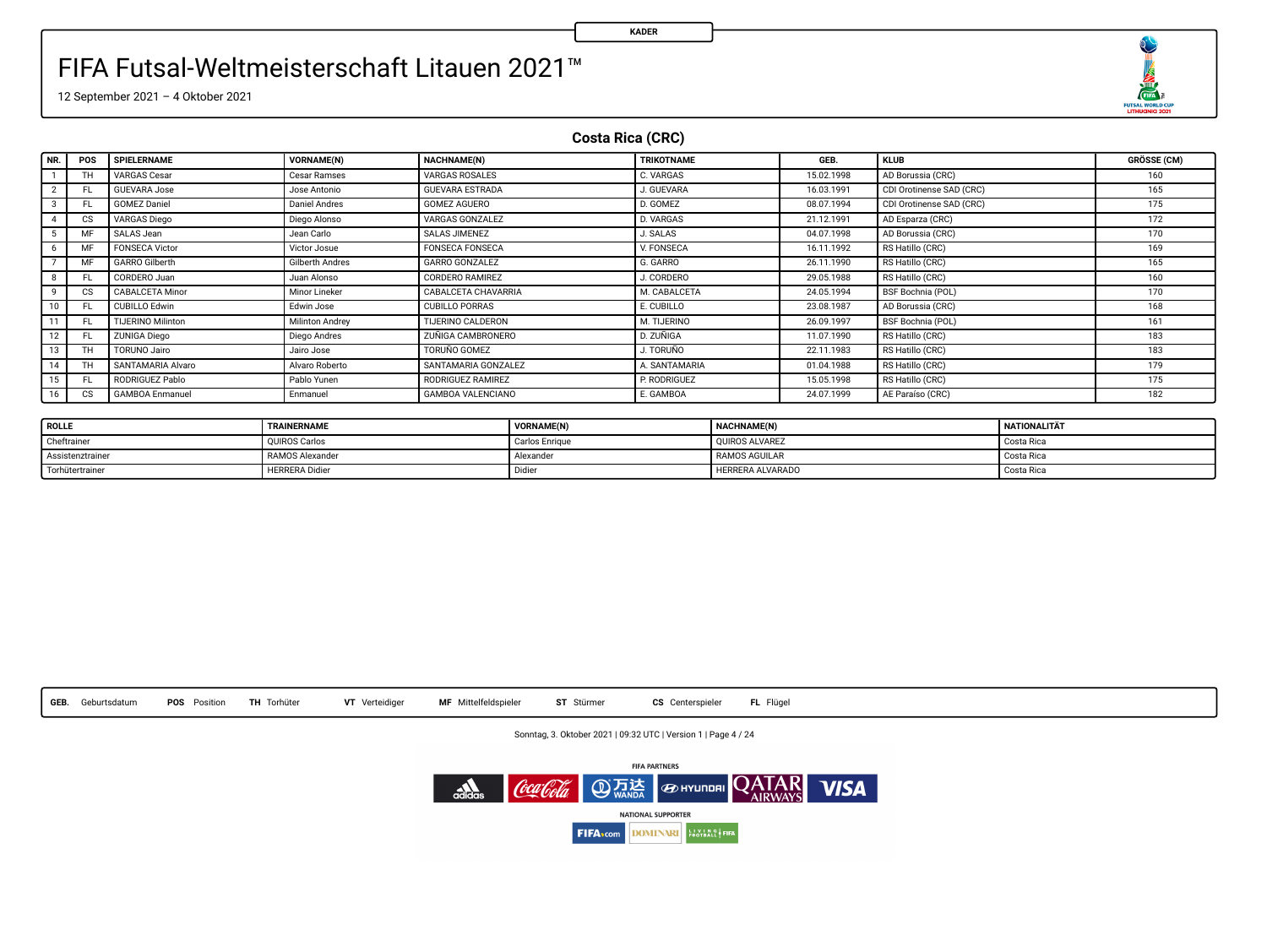KADER

# FIFA Futsal-Weltmeisterschaft Litauen 2021™

12 September 2021 – 4 Oktober 2021

## Costa Rica (CRC)

| NR. | POS | SPIELERNAME | VORNAME(N) | NACHNAME(N) | TRIKOTNAME | GEB. | KLUB | GRÖSSE (CM) |
|---|---|---|---|---|---|---|---|---|
| 1 | TH | VARGAS Cesar | Cesar Ramses | VARGAS ROSALES | C. VARGAS | 15.02.1998 | AD Borussia (CRC) | 160 |
| 2 | FL | GUEVARA Jose | Jose Antonio | GUEVARA ESTRADA | J. GUEVARA | 16.03.1991 | CDI Orotinense SAD (CRC) | 165 |
| 3 | FL | GOMEZ Daniel | Daniel Andres | GOMEZ AGUERO | D. GOMEZ | 08.07.1994 | CDI Orotinense SAD (CRC) | 175 |
| 4 | CS | VARGAS Diego | Diego Alonso | VARGAS GONZALEZ | D. VARGAS | 21.12.1991 | AD Esparza (CRC) | 172 |
| 5 | MF | SALAS Jean | Jean Carlo | SALAS JIMENEZ | J. SALAS | 04.07.1998 | AD Borussia (CRC) | 170 |
| 6 | MF | FONSECA Victor | Victor Josue | FONSECA FONSECA | V. FONSECA | 16.11.1992 | RS Hatillo (CRC) | 169 |
| 7 | MF | GARRO Gilberth | Gilberth Andres | GARRO GONZALEZ | G. GARRO | 26.11.1990 | RS Hatillo (CRC) | 165 |
| 8 | FL | CORDERO Juan | Juan Alonso | CORDERO RAMIREZ | J. CORDERO | 29.05.1988 | RS Hatillo (CRC) | 160 |
| 9 | CS | CABALCETA Minor | Minor Lineker | CABALCETA CHAVARRIA | M. CABALCETA | 24.05.1994 | BSF Bochnia (POL) | 170 |
| 10 | FL | CUBILLO Edwin | Edwin Jose | CUBILLO PORRAS | E. CUBILLO | 23.08.1987 | AD Borussia (CRC) | 168 |
| 11 | FL | TIJERINO Milinton | Milinton Andrey | TIJERINO CALDERON | M. TIJERINO | 26.09.1997 | BSF Bochnia (POL) | 161 |
| 12 | FL | ZUNIGA Diego | Diego Andres | ZUÑIGA CAMBRONERO | D. ZUÑIGA | 11.07.1990 | RS Hatillo (CRC) | 183 |
| 13 | TH | TORUNO Jairo | Jairo Jose | TORUÑO GOMEZ | J. TORUÑO | 22.11.1983 | RS Hatillo (CRC) | 183 |
| 14 | TH | SANTAMARIA Alvaro | Alvaro Roberto | SANTAMARIA GONZALEZ | A. SANTAMARIA | 01.04.1988 | RS Hatillo (CRC) | 179 |
| 15 | FL | RODRIGUEZ Pablo | Pablo Yunen | RODRIGUEZ RAMIREZ | P. RODRIGUEZ | 15.05.1998 | RS Hatillo (CRC) | 175 |
| 16 | CS | GAMBOA Enmanuel | Enmanuel | GAMBOA VALENCIANO | E. GAMBOA | 24.07.1999 | AE Paraíso (CRC) | 182 |

| ROLLE | TRAINERNAME | VORNAME(N) | NACHNAME(N) | NATIONALITÄT |
|---|---|---|---|---|
| Cheftrainer | QUIROS Carlos | Carlos Enrique | QUIROS ALVAREZ | Costa Rica |
| Assistenztrainer | RAMOS Alexander | Alexander | RAMOS AGUILAR | Costa Rica |
| Torhütertrainer | HERRERA Didier | Didier | HERRERA ALVARADO | Costa Rica |

**GEB.** Geburtsdatum **POS** Position **TH** Torhüter **VT** Verteidiger **MF** Mittelfeldspieler **ST** Stürmer **CS** Centerspieler **FL** Flügel

Sonntag, 3. Oktober 2021 | 09:32 UTC | Version 1

FIFA PARTNERS

NATIONAL SUPPORTER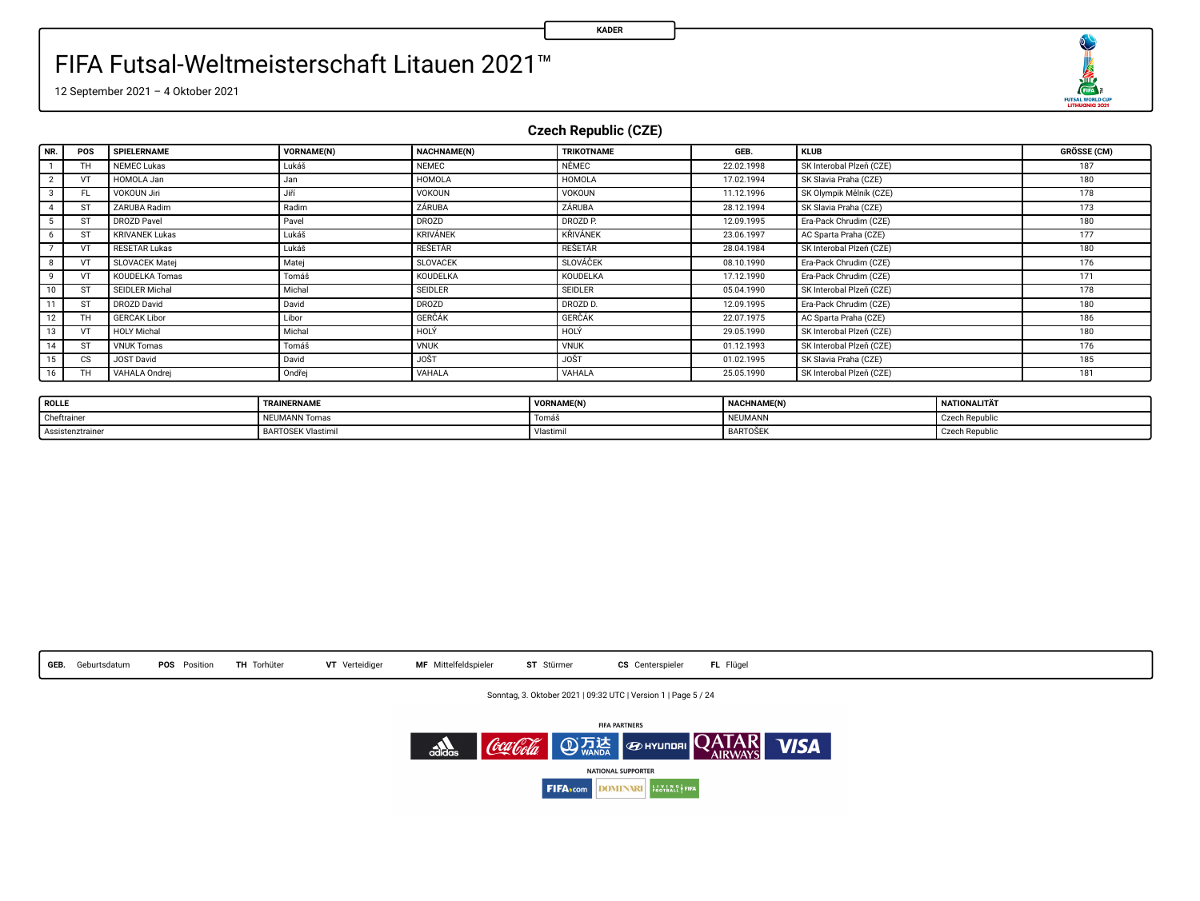KADER

# FIFA Futsal-Weltmeisterschaft Litauen 2021™

12 September 2021 – 4 Oktober 2021

## Czech Republic (CZE)

| NR. | POS | SPIELERNAME | VORNAME(N) | NACHNAME(N) | TRIKOTNAME | GEB. | KLUB | GRÖSSE (CM) |
|---|---|---|---|---|---|---|---|---|
| 1 | TH | NEMEC Lukas | Lukáš | NEMEC | NĚMEC | 22.02.1998 | SK Interobal Plzeň (CZE) | 187 |
| 2 | VT | HOMOLA Jan | Jan | HOMOLA | HOMOLA | 17.02.1994 | SK Slavia Praha (CZE) | 180 |
| 3 | FL | VOKOUN Jiri | Jiří | VOKOUN | VOKOUN | 11.12.1996 | SK Olympik Mělník (CZE) | 178 |
| 4 | ST | ZARUBA Radim | Radim | ZÁRUBA | ZÁRUBA | 28.12.1994 | SK Slavia Praha (CZE) | 173 |
| 5 | ST | DROZD Pavel | Pavel | DROZD | DROZD P. | 12.09.1995 | Era-Pack Chrudim (CZE) | 180 |
| 6 | ST | KRIVANEK Lukas | Lukáš | KRIVÁNEK | KŘIVÁNEK | 23.06.1997 | AC Sparta Praha (CZE) | 177 |
| 7 | VT | RESETAR Lukas | Lukáš | REŠETÁR | REŠETÁR | 28.04.1984 | SK Interobal Plzeň (CZE) | 180 |
| 8 | VT | SLOVACEK Matej | Matej | SLOVACEK | SLOVÁČEK | 08.10.1990 | Era-Pack Chrudim (CZE) | 176 |
| 9 | VT | KOUDELKA Tomas | Tomáš | KOUDELKA | KOUDELKA | 17.12.1990 | Era-Pack Chrudim (CZE) | 171 |
| 10 | ST | SEIDLER Michal | Michal | SEIDLER | SEIDLER | 05.04.1990 | SK Interobal Plzeň (CZE) | 178 |
| 11 | ST | DROZD David | David | DROZD | DROZD D. | 12.09.1995 | Era-Pack Chrudim (CZE) | 180 |
| 12 | TH | GERCAK Libor | Libor | GERČÁK | GERČÁK | 22.07.1975 | AC Sparta Praha (CZE) | 186 |
| 13 | VT | HOLY Michal | Michal | HOLÝ | HOLÝ | 29.05.1990 | SK Interobal Plzeň (CZE) | 180 |
| 14 | ST | VNUK Tomas | Tomáš | VNUK | VNUK | 01.12.1993 | SK Interobal Plzeň (CZE) | 176 |
| 15 | CS | JOST David | David | JOŠT | JOŠT | 01.02.1995 | SK Slavia Praha (CZE) | 185 |
| 16 | TH | VAHALA Ondrej | Ondřej | VAHALA | VAHALA | 25.05.1990 | SK Interobal Plzeň (CZE) | 181 |

| ROLLE | TRAINERNAME | VORNAME(N) | NACHNAME(N) | NATIONALITÄT |
|---|---|---|---|---|
| Cheftrainer | NEUMANN Tomas | Tomáš | NEUMANN | Czech Republic |
| Assistenztrainer | BARTOSEK Vlastimil | Vlastimil | BARTOŠEK | Czech Republic |

**GEB.** Geburtsdatum **POS** Position **TH** Torhüter **VT** Verteidiger **MF** Mittelfeldspieler **ST** Stürmer **CS** Centerspieler **FL** Flügel

Sonntag, 3. Oktober 2021 | 09:32 UTC | Version 1

FIFA PARTNERS

NATIONAL SUPPORTER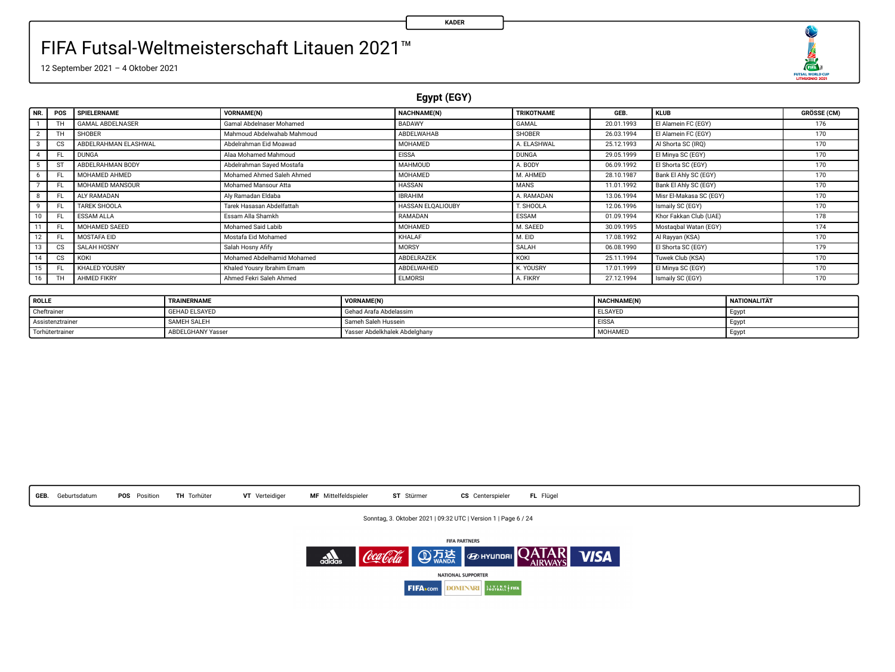KADER

# FIFA Futsal-Weltmeisterschaft Litauen 2021™

12 September 2021 – 4 Oktober 2021

## Egypt (EGY)

| NR. | POS | SPIELERNAME | VORNAME(N) | NACHNAME(N) | TRIKOTNAME | GEB. | KLUB | GRÖSSE (CM) |
|---|---|---|---|---|---|---|---|---|
| 1 | TH | GAMAL ABDELNASER | Gamal Abdelnaser Mohamed | BADAWY | GAMAL | 20.01.1993 | El Alamein FC (EGY) | 176 |
| 2 | TH | SHOBER | Mahmoud Abdelwahab Mahmoud | ABDELWAHAB | SHOBER | 26.03.1994 | El Alamein FC (EGY) | 170 |
| 3 | CS | ABDELRAHMAN ELASHWAL | Abdelrahman Eid Moawad | MOHAMED | A. ELASHWAL | 25.12.1993 | Al Shorta SC (IRQ) | 170 |
| 4 | FL | DUNGA | Alaa Mohamed Mahmoud | EISSA | DUNGA | 29.05.1999 | El Minya SC (EGY) | 170 |
| 5 | ST | ABDELRAHMAN BODY | Abdelrahman Sayed Mostafa | MAHMOUD | A. BODY | 06.09.1992 | El Shorta SC (EGY) | 170 |
| 6 | FL | MOHAMED AHMED | Mohamed Ahmed Saleh Ahmed | MOHAMED | M. AHMED | 28.10.1987 | Bank El Ahly SC (EGY) | 170 |
| 7 | FL | MOHAMED MANSOUR | Mohamed Mansour Atta | HASSAN | MANS | 11.01.1992 | Bank El Ahly SC (EGY) | 170 |
| 8 | FL | ALY RAMADAN | Aly Ramadan Eldaba | IBRAHIM | A. RAMADAN | 13.06.1994 | Misr El-Makasa SC (EGY) | 170 |
| 9 | FL | TAREK SHOOLA | Tarek Hasasan Abdelfattah | HASSAN ELQALIOUBY | T. SHOOLA | 12.06.1996 | Ismaily SC (EGY) | 170 |
| 10 | FL | ESSAM ALLA | Essam Alla Shamkh | RAMADAN | ESSAM | 01.09.1994 | Khor Fakkan Club (UAE) | 178 |
| 11 | FL | MOHAMED SAEED | Mohamed Said Labib | MOHAMED | M. SAEED | 30.09.1995 | Mostaqbal Watan (EGY) | 174 |
| 12 | FL | MOSTAFA EID | Mostafa Eid Mohamed | KHALAF | M. EID | 17.08.1992 | Al Rayyan (KSA) | 170 |
| 13 | CS | SALAH HOSNY | Salah Hosny Afify | MORSY | SALAH | 06.08.1990 | El Shorta SC (EGY) | 179 |
| 14 | CS | KOKI | Mohamed Abdelhamid Mohamed | ABDELRAZEK | KOKI | 25.11.1994 | Tuwek Club (KSA) | 170 |
| 15 | FL | KHALED YOUSRY | Khaled Yousry Ibrahim Emam | ABDELWAHED | K. YOUSRY | 17.01.1999 | El Minya SC (EGY) | 170 |
| 16 | TH | AHMED FIKRY | Ahmed Fekri Saleh Ahmed | ELMORSI | A. FIKRY | 27.12.1994 | Ismaily SC (EGY) | 170 |

| ROLLE | TRAINERNAME | VORNAME(N) | NACHNAME(N) | NATIONALITÄT |
|---|---|---|---|---|
| Cheftrainer | GEHAD ELSAYED | Gehad Arafa Abdelassim | ELSAYED | Egypt |
| Assistenztrainer | SAMEH SALEH | Sameh Saleh Hussein | EISSA | Egypt |
| Torhütertrainer | ABDELGHANY Yasser | Yasser Abdelkhalek Abdelghany | MOHAMED | Egypt |

**GEB.** Geburtsdatum **POS** Position **TH** Torhüter **VT** Verteidiger **MF** Mittelfeldspieler **ST** Stürmer **CS** Centerspieler **FL** Flügel

Sonntag, 3. Oktober 2021 | 09:32 UTC | Version 1

FIFA PARTNERS

NATIONAL SUPPORTER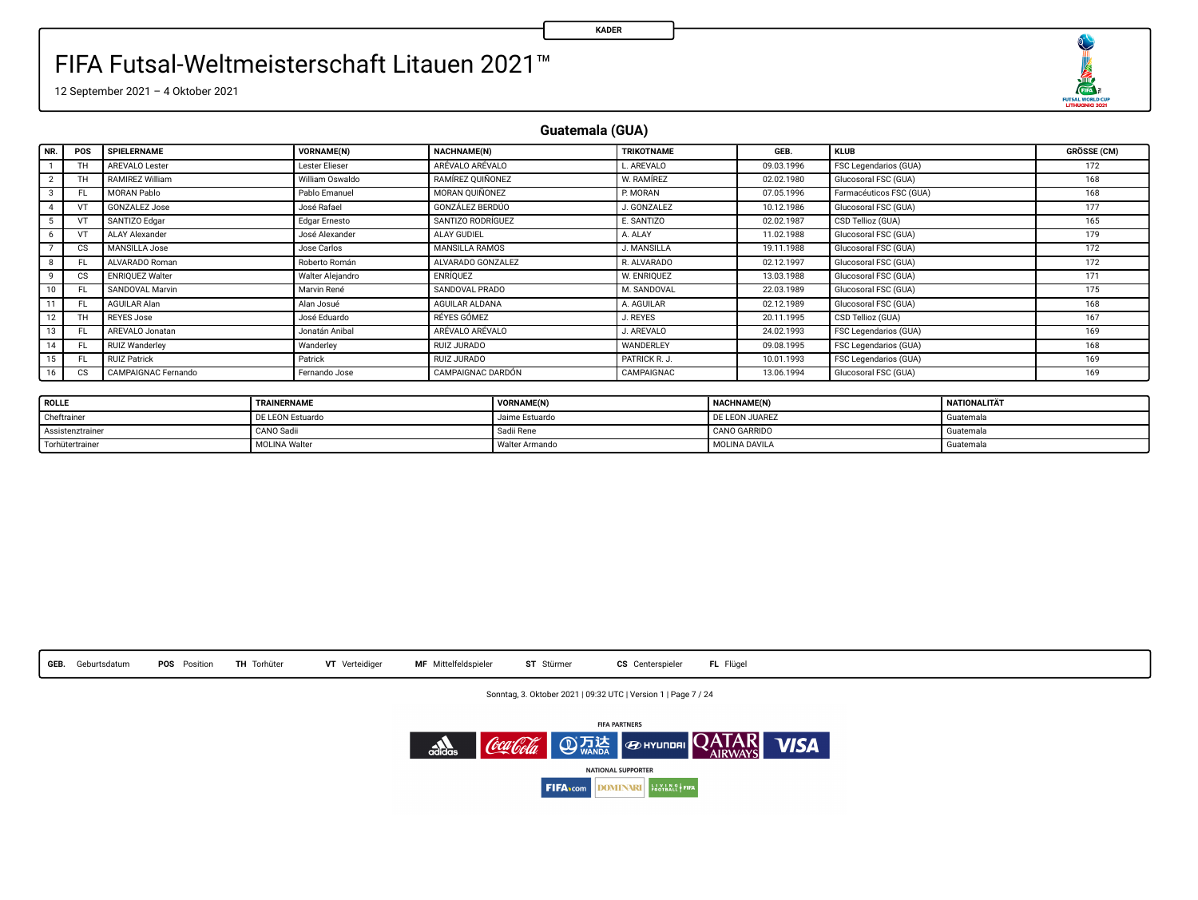KADER

# FIFA Futsal-Weltmeisterschaft Litauen 2021™

12 September 2021 – 4 Oktober 2021

## Guatemala (GUA)

| NR. | POS | SPIELERNAME | VORNAME(N) | NACHNAME(N) | TRIKOTNAME | GEB. | KLUB | GRÖSSE (CM) |
|---|---|---|---|---|---|---|---|---|
| 1 | TH | AREVALO Lester | Lester Elieser | ARÉVALO ARÉVALO | L. AREVALO | 09.03.1996 | FSC Legendarios (GUA) | 172 |
| 2 | TH | RAMIREZ William | William Oswaldo | RAMÍREZ QUIÑONEZ | W. RAMÍREZ | 02.02.1980 | Glucosoral FSC (GUA) | 168 |
| 3 | FL | MORAN Pablo | Pablo Emanuel | MORAN QUIÑONEZ | P. MORAN | 07.05.1996 | Farmacéuticos FSC (GUA) | 168 |
| 4 | VT | GONZALEZ Jose | José Rafael | GONZÁLEZ BERDÚO | J. GONZALEZ | 10.12.1986 | Glucosoral FSC (GUA) | 177 |
| 5 | VT | SANTIZO Edgar | Edgar Ernesto | SANTIZO RODRÍGUEZ | E. SANTIZO | 02.02.1987 | CSD Tellioz (GUA) | 165 |
| 6 | VT | ALAY Alexander | José Alexander | ALAY GUDIEL | A. ALAY | 11.02.1988 | Glucosoral FSC (GUA) | 179 |
| 7 | CS | MANSILLA Jose | Jose Carlos | MANSILLA RAMOS | J. MANSILLA | 19.11.1988 | Glucosoral FSC (GUA) | 172 |
| 8 | FL | ALVARADO Roman | Roberto Román | ALVARADO GONZALEZ | R. ALVARADO | 02.12.1997 | Glucosoral FSC (GUA) | 172 |
| 9 | CS | ENRIQUEZ Walter | Walter Alejandro | ENRÍQUEZ | W. ENRIQUEZ | 13.03.1988 | Glucosoral FSC (GUA) | 171 |
| 10 | FL | SANDOVAL Marvin | Marvin René | SANDOVAL PRADO | M. SANDOVAL | 22.03.1989 | Glucosoral FSC (GUA) | 175 |
| 11 | FL | AGUILAR Alan | Alan Josué | AGUILAR ALDANA | A. AGUILAR | 02.12.1989 | Glucosoral FSC (GUA) | 168 |
| 12 | TH | REYES Jose | José Eduardo | RÉYES GÓMEZ | J. REYES | 20.11.1995 | CSD Tellioz (GUA) | 167 |
| 13 | FL | AREVALO Jonatan | Jonatán Anibal | ARÉVALO ARÉVALO | J. AREVALO | 24.02.1993 | FSC Legendarios (GUA) | 169 |
| 14 | FL | RUIZ Wanderley | Wanderley | RUIZ JURADO | WANDERLEY | 09.08.1995 | FSC Legendarios (GUA) | 168 |
| 15 | FL | RUIZ Patrick | Patrick | RUIZ JURADO | PATRICK R. J. | 10.01.1993 | FSC Legendarios (GUA) | 169 |
| 16 | CS | CAMPAIGNAC Fernando | Fernando Jose | CAMPAIGNAC DARDÓN | CAMPAIGNAC | 13.06.1994 | Glucosoral FSC (GUA) | 169 |

| ROLLE | TRAINERNAME | VORNAME(N) | NACHNAME(N) | NATIONALITÄT |
|---|---|---|---|---|
| Cheftrainer | DE LEON Estuardo | Jaime Estuardo | DE LEON JUAREZ | Guatemala |
| Assistenztrainer | CANO Sadii | Sadii Rene | CANO GARRIDO | Guatemala |
| Torhütertrainer | MOLINA Walter | Walter Armando | MOLINA DAVILA | Guatemala |

**GEB.** Geburtsdatum **POS** Position **TH** Torhüter **VT** Verteidiger **MF** Mittelfeldspieler **ST** Stürmer **CS** Centerspieler **FL** Flügel

Sonntag, 3. Oktober 2021 | 09:32 UTC | Version 1

FIFA PARTNERS

NATIONAL SUPPORTER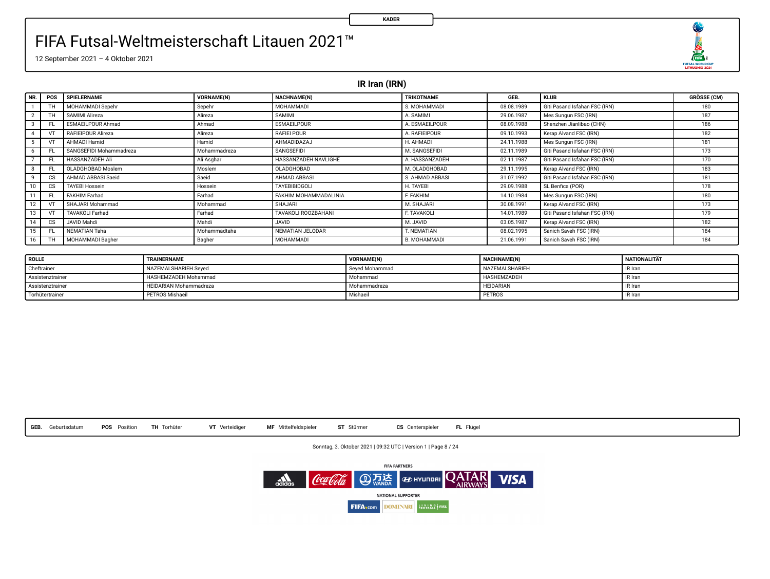KADER

# FIFA Futsal-Weltmeisterschaft Litauen 2021™

12 September 2021 – 4 Oktober 2021

## IR Iran (IRN)

| NR. | POS | SPIELERNAME | VORNAME(N) | NACHNAME(N) | TRIKOTNAME | GEB. | KLUB | GRÖSSE (CM) |
|---|---|---|---|---|---|---|---|---|
| 1 | TH | MOHAMMADI Sepehr | Sepehr | MOHAMMADI | S. MOHAMMADI | 08.08.1989 | Giti Pasand Isfahan FSC (IRN) | 180 |
| 2 | TH | SAMIMI Alireza | Alireza | SAMIMI | A. SAMIMI | 29.06.1987 | Mes Sungun FSC (IRN) | 187 |
| 3 | FL | ESMAEILPOUR Ahmad | Ahmad | ESMAEILPOUR | A. ESMAEILPOUR | 08.09.1988 | Shenzhen Jianlibao (CHN) | 186 |
| 4 | VT | RAFIEIPOUR Alireza | Alireza | RAFIEI POUR | A. RAFIEIPOUR | 09.10.1993 | Kerap Alvand FSC (IRN) | 182 |
| 5 | VT | AHMADI Hamid | Hamid | AHMADIDAZAJ | H. AHMADI | 24.11.1988 | Mes Sungun FSC (IRN) | 181 |
| 6 | FL | SANGSEFIDI Mohammadreza | Mohammadreza | SANGSEFIDI | M. SANGSEFIDI | 02.11.1989 | Giti Pasand Isfahan FSC (IRN) | 173 |
| 7 | FL | HASSANZADEH Ali | Ali Asghar | HASSANZADEH NAVLIGHE | A. HASSANZADEH | 02.11.1987 | Giti Pasand Isfahan FSC (IRN) | 170 |
| 8 | FL | OLADGHOBAD Moslem | Moslem | OLADGHOBAD | M. OLADGHOBAD | 29.11.1995 | Kerap Alvand FSC (IRN) | 183 |
| 9 | CS | AHMAD ABBASI Saeid | Saeid | AHMAD ABBASI | S. AHMAD ABBASI | 31.07.1992 | Giti Pasand Isfahan FSC (IRN) | 181 |
| 10 | CS | TAYEBI Hossein | Hossein | TAYEBIBIDGOLI | H. TAYEBI | 29.09.1988 | SL Benfica (POR) | 178 |
| 11 | FL | FAKHIM Farhad | Farhad | FAKHIM MOHAMMADALINIA | F. FAKHIM | 14.10.1984 | Mes Sungun FSC (IRN) | 180 |
| 12 | VT | SHAJARI Mohammad | Mohammad | SHAJARI | M. SHAJARI | 30.08.1991 | Kerap Alvand FSC (IRN) | 173 |
| 13 | VT | TAVAKOLI Farhad | Farhad | TAVAKOLI ROOZBAHANI | F. TAVAKOLI | 14.01.1989 | Giti Pasand Isfahan FSC (IRN) | 179 |
| 14 | CS | JAVID Mahdi | Mahdi | JAVID | M. JAVID | 03.05.1987 | Kerap Alvand FSC (IRN) | 182 |
| 15 | FL | NEMATIAN Taha | Mohammadtaha | NEMATIAN JELODAR | T. NEMATIAN | 08.02.1995 | Sanich Saveh FSC (IRN) | 184 |
| 16 | TH | MOHAMMADI Bagher | Bagher | MOHAMMADI | B. MOHAMMADI | 21.06.1991 | Sanich Saveh FSC (IRN) | 184 |

| ROLLE | TRAINERNAME | VORNAME(N) | NACHNAME(N) | NATIONALITÄT |
|---|---|---|---|---|
| Cheftrainer | NAZEMALSHARIEH Seyed | Seyed Mohammad | NAZEMALSHARIEH | IR Iran |
| Assistenztrainer | HASHEMZADEH Mohammad | Mohammad | HASHEMZADEH | IR Iran |
| Assistenztrainer | HEIDARIAN Mohammadreza | Mohammadreza | HEIDARIAN | IR Iran |
| Torhütertrainer | PETROS Mishaeil | Mishaeil | PETROS | IR Iran |

**GEB.** Geburtsdatum **POS** Position **TH** Torhüter **VT** Verteidiger **MF** Mittelfeldspieler **ST** Stürmer **CS** Centerspieler **FL** Flügel

Sonntag, 3. Oktober 2021 | 09:32 UTC | Version 1

FIFA PARTNERS

NATIONAL SUPPORTER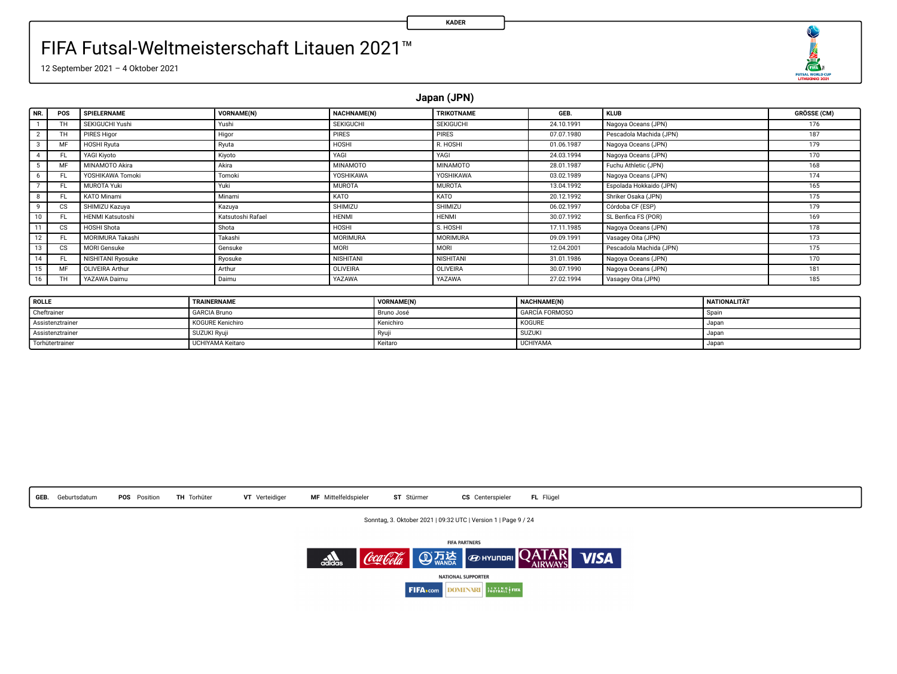KADER

# FIFA Futsal-Weltmeisterschaft Litauen 2021™

12 September 2021 – 4 Oktober 2021

## Japan (JPN)

| NR. | POS | SPIELERNAME | VORNAME(N) | NACHNAME(N) | TRIKOTNAME | GEB. | KLUB | GRÖSSE (CM) |
|---|---|---|---|---|---|---|---|---|
| 1 | TH | SEKIGUCHI Yushi | Yushi | SEKIGUCHI | SEKIGUCHI | 24.10.1991 | Nagoya Oceans (JPN) | 176 |
| 2 | TH | PIRES Higor | Higor | PIRES | PIRES | 07.07.1980 | Pescadola Machida (JPN) | 187 |
| 3 | MF | HOSHI Ryuta | Ryuta | HOSHI | R. HOSHI | 01.06.1987 | Nagoya Oceans (JPN) | 179 |
| 4 | FL | YAGI Kiyoto | Kiyoto | YAGI | YAGI | 24.03.1994 | Nagoya Oceans (JPN) | 170 |
| 5 | MF | MINAMOTO Akira | Akira | MINAMOTO | MINAMOTO | 28.01.1987 | Fuchu Athletic (JPN) | 168 |
| 6 | FL | YOSHIKAWA Tomoki | Tomoki | YOSHIKAWA | YOSHIKAWA | 03.02.1989 | Nagoya Oceans (JPN) | 174 |
| 7 | FL | MUROTA Yuki | Yuki | MUROTA | MUROTA | 13.04.1992 | Espolada Hokkaido (JPN) | 165 |
| 8 | FL | KATO Minami | Minami | KATO | KATO | 20.12.1992 | Shriker Osaka (JPN) | 175 |
| 9 | CS | SHIMIZU Kazuya | Kazuya | SHIMIZU | SHIMIZU | 06.02.1997 | Córdoba CF (ESP) | 179 |
| 10 | FL | HENMI Katsutoshi | Katsutoshi Rafael | HENMI | HENMI | 30.07.1992 | SL Benfica FS (POR) | 169 |
| 11 | CS | HOSHI Shota | Shota | HOSHI | S. HOSHI | 17.11.1985 | Nagoya Oceans (JPN) | 178 |
| 12 | FL | MORIMURA Takashi | Takashi | MORIMURA | MORIMURA | 09.09.1991 | Vasagey Oita (JPN) | 173 |
| 13 | CS | MORI Gensuke | Gensuke | MORI | MORI | 12.04.2001 | Pescadola Machida (JPN) | 175 |
| 14 | FL | NISHITANI Ryosuke | Ryosuke | NISHITANI | NISHITANI | 31.01.1986 | Nagoya Oceans (JPN) | 170 |
| 15 | MF | OLIVEIRA Arthur | Arthur | OLIVEIRA | OLIVEIRA | 30.07.1990 | Nagoya Oceans (JPN) | 181 |
| 16 | TH | YAZAWA Daimu | Daimu | YAZAWA | YAZAWA | 27.02.1994 | Vasagey Oita (JPN) | 185 |

| ROLLE | TRAINERNAME | VORNAME(N) | NACHNAME(N) | NATIONALITÄT |
|---|---|---|---|---|
| Cheftrainer | GARCIA Bruno | Bruno José | GARCÍA FORMOSO | Spain |
| Assistenztrainer | KOGURE Kenichiro | Kenichiro | KOGURE | Japan |
| Assistenztrainer | SUZUKI Ryuji | Ryuji | SUZUKI | Japan |
| Torhütertrainer | UCHIYAMA Keitaro | Keitaro | UCHIYAMA | Japan |

**GEB.** Geburtsdatum **POS** Position **TH** Torhüter **VT** Verteidiger **MF** Mittelfeldspieler **ST** Stürmer **CS** Centerspieler **FL** Flügel

Sonntag, 3. Oktober 2021 | 09:32 UTC | Version 1

FIFA PARTNERS

NATIONAL SUPPORTER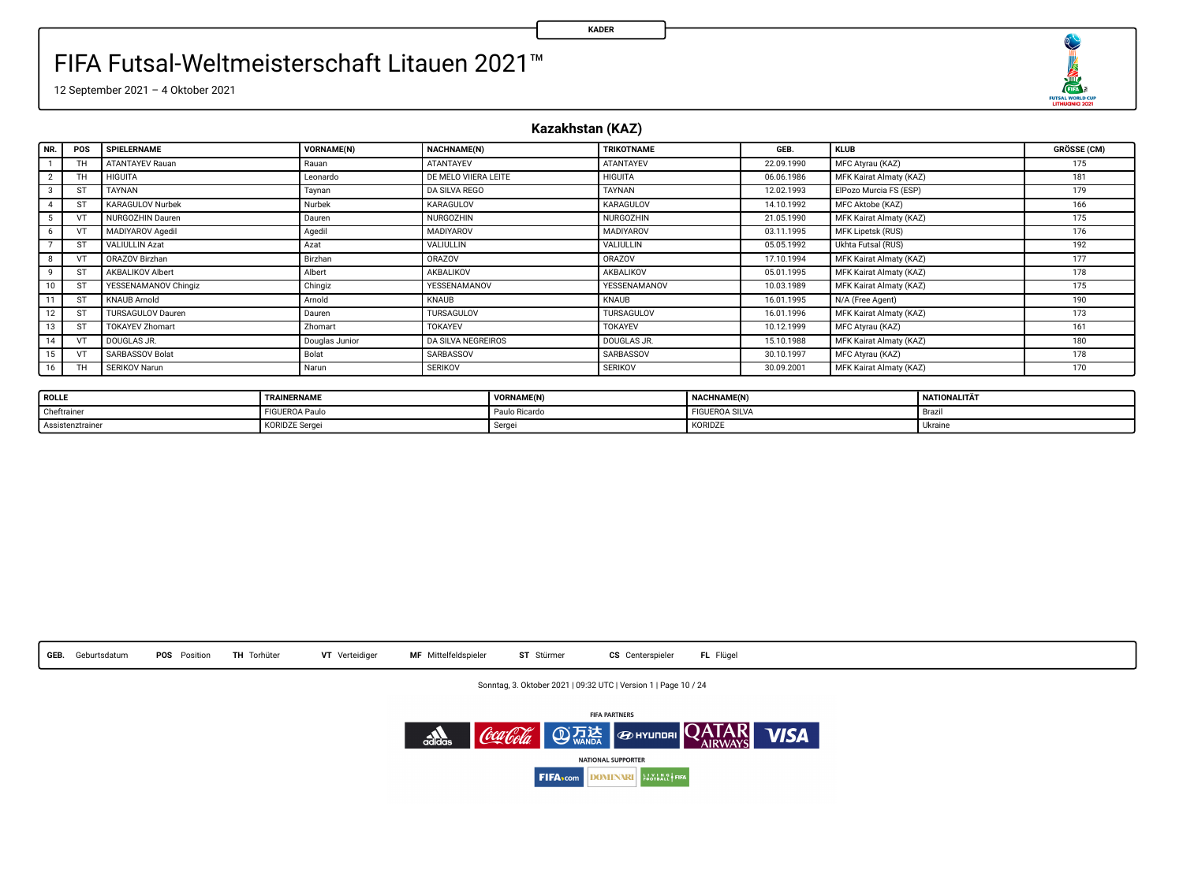KADER

# FIFA Futsal-Weltmeisterschaft Litauen 2021™

12 September 2021 – 4 Oktober 2021

## Kazakhstan (KAZ)

| NR. | POS | SPIELERNAME | VORNAME(N) | NACHNAME(N) | TRIKOTNAME | GEB. | KLUB | GRÖSSE (CM) |
|---|---|---|---|---|---|---|---|---|
| 1 | TH | ATANTAYEV Rauan | Rauan | ATANTAYEV | ATANTAYEV | 22.09.1990 | MFC Atyrau (KAZ) | 175 |
| 2 | TH | HIGUITA | Leonardo | DE MELO VIIERA LEITE | HIGUITA | 06.06.1986 | MFK Kairat Almaty (KAZ) | 181 |
| 3 | ST | TAYNAN | Taynan | DA SILVA REGO | TAYNAN | 12.02.1993 | ElPozo Murcia FS (ESP) | 179 |
| 4 | ST | KARAGULOV Nurbek | Nurbek | KARAGULOV | KARAGULOV | 14.10.1992 | MFC Aktobe (KAZ) | 166 |
| 5 | VT | NURGOZHIN Dauren | Dauren | NURGOZHIN | NURGOZHIN | 21.05.1990 | MFK Kairat Almaty (KAZ) | 175 |
| 6 | VT | MADIYAROV Agedil | Agedil | MADIYAROV | MADIYAROV | 03.11.1995 | MFK Lipetsk (RUS) | 176 |
| 7 | ST | VALIULLIN Azat | Azat | VALIULLIN | VALIULLIN | 05.05.1992 | Ukhta Futsal (RUS) | 192 |
| 8 | VT | ORAZOV Birzhan | Birzhan | ORAZOV | ORAZOV | 17.10.1994 | MFK Kairat Almaty (KAZ) | 177 |
| 9 | ST | AKBALIKOV Albert | Albert | AKBALIKOV | AKBALIKOV | 05.01.1995 | MFK Kairat Almaty (KAZ) | 178 |
| 10 | ST | YESSENAMANOV Chingiz | Chingiz | YESSENAMANOV | YESSENAMANOV | 10.03.1989 | MFK Kairat Almaty (KAZ) | 175 |
| 11 | ST | KNAUB Arnold | Arnold | KNAUB | KNAUB | 16.01.1995 | N/A (Free Agent) | 190 |
| 12 | ST | TURSAGULOV Dauren | Dauren | TURSAGULOV | TURSAGULOV | 16.01.1996 | MFK Kairat Almaty (KAZ) | 173 |
| 13 | ST | TOKAYEV Zhomart | Zhomart | TOKAYEV | TOKAYEV | 10.12.1999 | MFC Atyrau (KAZ) | 161 |
| 14 | VT | DOUGLAS JR. | Douglas Junior | DA SILVA NEGREIROS | DOUGLAS JR. | 15.10.1988 | MFK Kairat Almaty (KAZ) | 180 |
| 15 | VT | SARBASSOV Bolat | Bolat | SARBASSOV | SARBASSOV | 30.10.1997 | MFC Atyrau (KAZ) | 178 |
| 16 | TH | SERIKOV Narun | Narun | SERIKOV | SERIKOV | 30.09.2001 | MFK Kairat Almaty (KAZ) | 170 |

| ROLLE | TRAINERNAME | VORNAME(N) | NACHNAME(N) | NATIONALITÄT |
|---|---|---|---|---|
| Cheftrainer | FIGUEROA Paulo | Paulo Ricardo | FIGUEROA SILVA | Brazil |
| Assistenztrainer | KORIDZE Sergei | Sergei | KORIDZE | Ukraine |

**GEB.** Geburtsdatum **POS** Position **TH** Torhüter **VT** Verteidiger **MF** Mittelfeldspieler **ST** Stürmer **CS** Centerspieler **FL** Flügel

Sonntag, 3. Oktober 2021 | 09:32 UTC | Version 1

FIFA PARTNERS

NATIONAL SUPPORTER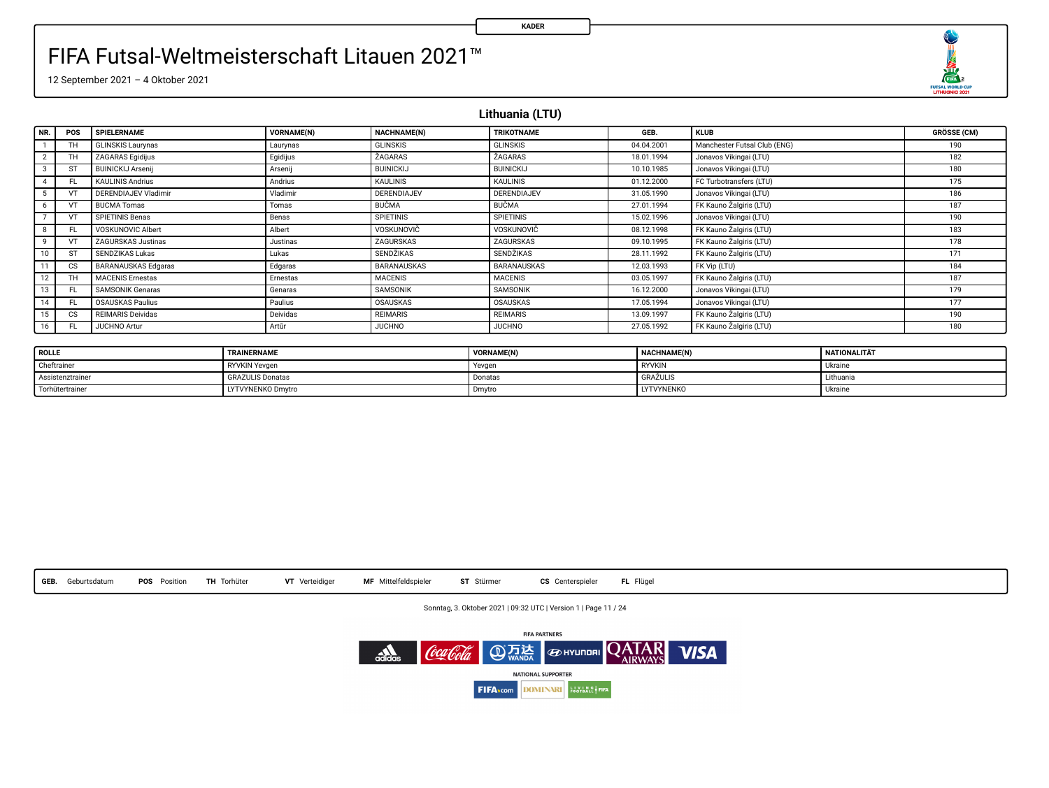KADER

# FIFA Futsal-Weltmeisterschaft Litauen 2021™

12 September 2021 – 4 Oktober 2021

## Lithuania (LTU)

| NR. | POS | SPIELERNAME | VORNAME(N) | NACHNAME(N) | TRIKOTNAME | GEB. | KLUB | GRÖSSE (CM) |
|---|---|---|---|---|---|---|---|---|
| 1 | TH | GLINSKIS Laurynas | Laurynas | GLINSKIS | GLINSKIS | 04.04.2001 | Manchester Futsal Club (ENG) | 190 |
| 2 | TH | ZAGARAS Egidijus | Egidijus | ŽAGARAS | ŽAGARAS | 18.01.1994 | Jonavos Vikingai (LTU) | 182 |
| 3 | ST | BUINICKIJ Arsenij | Arsenij | BUINICKIJ | BUINICKIJ | 10.10.1985 | Jonavos Vikingai (LTU) | 180 |
| 4 | FL | KAULINIS Andrius | Andrius | KAULINIS | KAULINIS | 01.12.2000 | FC Turbotransfers (LTU) | 175 |
| 5 | VT | DERENDIAJEV Vladimir | Vladimir | DERENDIAJEV | DERENDIAJEV | 31.05.1990 | Jonavos Vikingai (LTU) | 186 |
| 6 | VT | BUCMA Tomas | Tomas | BUČMA | BUČMA | 27.01.1994 | FK Kauno Žalgiris (LTU) | 187 |
| 7 | VT | SPIETINIS Benas | Benas | SPIETINIS | SPIETINIS | 15.02.1996 | Jonavos Vikingai (LTU) | 190 |
| 8 | FL | VOSKUNOVIC Albert | Albert | VOSKUNOVIČ | VOSKUNOVIČ | 08.12.1998 | FK Kauno Žalgiris (LTU) | 183 |
| 9 | VT | ZAGURSKAS Justinas | Justinas | ZAGURSKAS | ZAGURSKAS | 09.10.1995 | FK Kauno Žalgiris (LTU) | 178 |
| 10 | ST | SENDZIKAS Lukas | Lukas | SENDŽIKAS | SENDŽIKAS | 28.11.1992 | FK Kauno Žalgiris (LTU) | 171 |
| 11 | CS | BARANAUSKAS Edgaras | Edgaras | BARANAUSKAS | BARANAUSKAS | 12.03.1993 | FK Vip (LTU) | 184 |
| 12 | TH | MACENIS Ernestas | Ernestas | MACENIS | MACENIS | 03.05.1997 | FK Kauno Žalgiris (LTU) | 187 |
| 13 | FL | SAMSONIK Genaras | Genaras | SAMSONIK | SAMSONIK | 16.12.2000 | Jonavos Vikingai (LTU) | 179 |
| 14 | FL | OSAUSKAS Paulius | Paulius | OSAUSKAS | OSAUSKAS | 17.05.1994 | Jonavos Vikingai (LTU) | 177 |
| 15 | CS | REIMARIS Deividas | Deividas | REIMARIS | REIMARIS | 13.09.1997 | FK Kauno Žalgiris (LTU) | 190 |
| 16 | FL | JUCHNO Artur | Artūr | JUCHNO | JUCHNO | 27.05.1992 | FK Kauno Žalgiris (LTU) | 180 |

| ROLLE | TRAINERNAME | VORNAME(N) | NACHNAME(N) | NATIONALITÄT |
|---|---|---|---|---|
| Cheftrainer | RYVKIN Yevgen | Yevgen | RYVKIN | Ukraine |
| Assistenztrainer | GRAZULIS Donatas | Donatas | GRAŽULIS | Lithuania |
| Torhütertrainer | LYTVYNENKO Dmytro | Dmytro | LYTVYNENKO | Ukraine |

**GEB.** Geburtsdatum **POS** Position **TH** Torhüter **VT** Verteidiger **MF** Mittelfeldspieler **ST** Stürmer **CS** Centerspieler **FL** Flügel

Sonntag, 3. Oktober 2021 | 09:32 UTC | Version 1

FIFA PARTNERS

NATIONAL SUPPORTER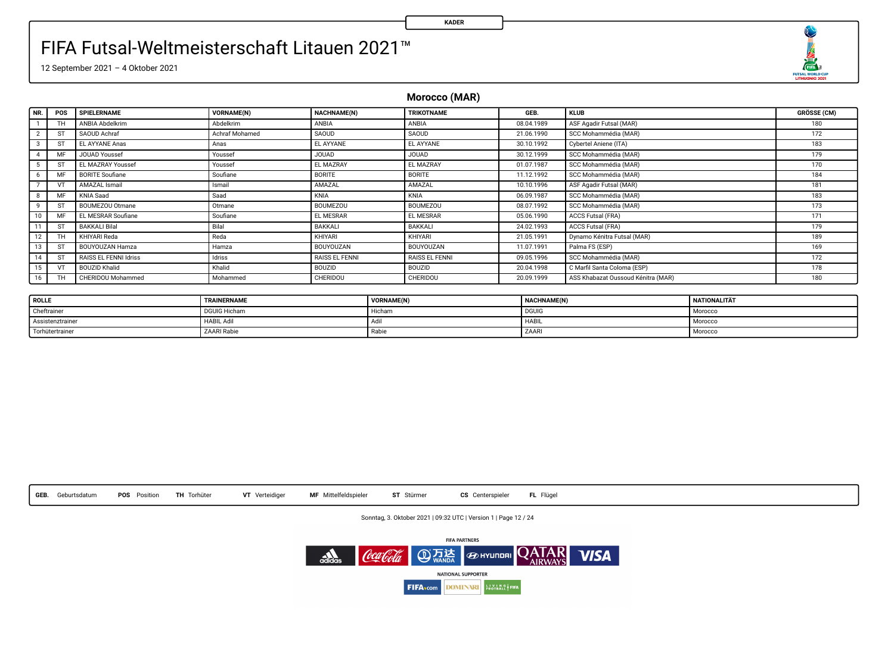KADER

# FIFA Futsal-Weltmeisterschaft Litauen 2021™

12 September 2021 – 4 Oktober 2021

## Morocco (MAR)

| NR. | POS | SPIELERNAME | VORNAME(N) | NACHNAME(N) | TRIKOTNAME | GEB. | KLUB | GRÖSSE (CM) |
|---|---|---|---|---|---|---|---|---|
| 1 | TH | ANBIA Abdelkrim | Abdelkrim | ANBIA | ANBIA | 08.04.1989 | ASF Agadir Futsal (MAR) | 180 |
| 2 | ST | SAOUD Achraf | Achraf Mohamed | SAOUD | SAOUD | 21.06.1990 | SCC Mohammédia (MAR) | 172 |
| 3 | ST | EL AYYANE Anas | Anas | EL AYYANE | EL AYYANE | 30.10.1992 | Cybertel Aniene (ITA) | 183 |
| 4 | MF | JOUAD Youssef | Youssef | JOUAD | JOUAD | 30.12.1999 | SCC Mohammédia (MAR) | 179 |
| 5 | ST | EL MAZRAY Youssef | Youssef | EL MAZRAY | EL MAZRAY | 01.07.1987 | SCC Mohammédia (MAR) | 170 |
| 6 | MF | BORITE Soufiane | Soufiane | BORITE | BORITE | 11.12.1992 | SCC Mohammédia (MAR) | 184 |
| 7 | VT | AMAZAL Ismail | Ismail | AMAZAL | AMAZAL | 10.10.1996 | ASF Agadir Futsal (MAR) | 181 |
| 8 | MF | KNIA Saad | Saad | KNIA | KNIA | 06.09.1987 | SCC Mohammédia (MAR) | 183 |
| 9 | ST | BOUMEZOU Otmane | Otmane | BOUMEZOU | BOUMEZOU | 08.07.1992 | SCC Mohammédia (MAR) | 173 |
| 10 | MF | EL MESRAR Soufiane | Soufiane | EL MESRAR | EL MESRAR | 05.06.1990 | ACCS Futsal (FRA) | 171 |
| 11 | ST | BAKKALI Bilal | Bilal | BAKKALI | BAKKALI | 24.02.1993 | ACCS Futsal (FRA) | 179 |
| 12 | TH | KHIYARI Reda | Reda | KHIYARI | KHIYARI | 21.05.1991 | Dynamo Kénitra Futsal (MAR) | 189 |
| 13 | ST | BOUYOUZAN Hamza | Hamza | BOUYOUZAN | BOUYOUZAN | 11.07.1991 | Palma FS (ESP) | 169 |
| 14 | ST | RAISS EL FENNI Idriss | Idriss | RAISS EL FENNI | RAISS EL FENNI | 09.05.1996 | SCC Mohammédia (MAR) | 172 |
| 15 | VT | BOUZID Khalid | Khalid | BOUZID | BOUZID | 20.04.1998 | C Marfil Santa Coloma (ESP) | 178 |
| 16 | TH | CHERIDOU Mohammed | Mohammed | CHERIDOU | CHERIDOU | 20.09.1999 | ASS Khabazat Oussoud Kénitra (MAR) | 180 |

| ROLLE | TRAINERNAME | VORNAME(N) | NACHNAME(N) | NATIONALITÄT |
|---|---|---|---|---|
| Cheftrainer | DGUIG Hicham | Hicham | DGUIG | Morocco |
| Assistenztrainer | HABIL Adil | Adil | HABIL | Morocco |
| Torhütertrainer | ZAARI Rabie | Rabie | ZAARI | Morocco |

**GEB.** Geburtsdatum **POS** Position **TH** Torhüter **VT** Verteidiger **MF** Mittelfeldspieler **ST** Stürmer **CS** Centerspieler **FL** Flügel

Sonntag, 3. Oktober 2021 | 09:32 UTC | Version 1

FIFA PARTNERS

NATIONAL SUPPORTER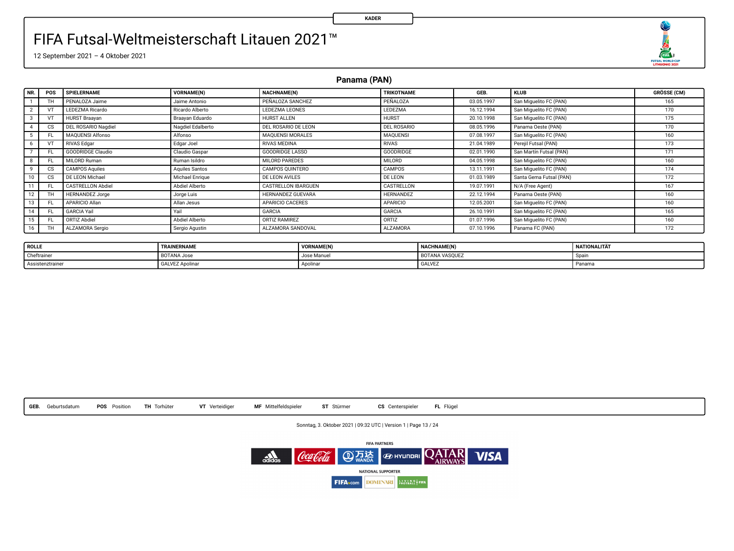KADER

# FIFA Futsal-Weltmeisterschaft Litauen 2021™

12 September 2021 – 4 Oktober 2021

## Panama (PAN)

| NR. | POS | SPIELERNAME | VORNAME(N) | NACHNAME(N) | TRIKOTNAME | GEB. | KLUB | GRÖSSE (CM) |
|---|---|---|---|---|---|---|---|---|
| 1 | TH | PENALOZA Jaime | Jaime Antonio | PEÑALOZA SANCHEZ | PEÑALOZA | 03.05.1997 | San Miguelito FC (PAN) | 165 |
| 2 | VT | LEDEZMA Ricardo | Ricardo Alberto | LEDEZMA LEONES | LEDEZMA | 16.12.1994 | San Miguelito FC (PAN) | 170 |
| 3 | VT | HURST Braayan | Braayan Eduardo | HURST ALLEN | HURST | 20.10.1998 | San Miguelito FC (PAN) | 175 |
| 4 | CS | DEL ROSARIO Nagdiel | Nagdiel Edalberto | DEL ROSARIO DE LEON | DEL ROSARIO | 08.05.1996 | Panama Oeste (PAN) | 170 |
| 5 | FL | MAQUENSI Alfonso | Alfonso | MAQUENSI MORALES | MAQUENSI | 07.08.1997 | San Miguelito FC (PAN) | 160 |
| 6 | VT | RIVAS Edgar | Edgar Joel | RIVAS MEDINA | RIVAS | 21.04.1989 | Perejil Futsal (PAN) | 173 |
| 7 | FL | GOODRIDGE Claudio | Claudio Gaspar | GOODRIDGE LASSO | GOODRIDGE | 02.01.1990 | San Martín Futsal (PAN) | 171 |
| 8 | FL | MILORD Ruman | Ruman Isildro | MILORD PAREDES | MILORD | 04.05.1998 | San Miguelito FC (PAN) | 160 |
| 9 | CS | CAMPOS Aquiles | Aquiles Santos | CAMPOS QUINTERO | CAMPOS | 13.11.1991 | San Miguelito FC (PAN) | 174 |
| 10 | CS | DE LEON Michael | Michael Enrique | DE LEON AVILES | DE LEON | 01.03.1989 | Santa Gema Futsal (PAN) | 172 |
| 11 | FL | CASTRELLON Abdiel | Abdiel Alberto | CASTRELLON IBARGUEN | CASTRELLON | 19.07.1991 | N/A (Free Agent) | 167 |
| 12 | TH | HERNANDEZ Jorge | Jorge Luis | HERNANDEZ GUEVARA | HERNANDEZ | 22.12.1994 | Panama Oeste (PAN) | 160 |
| 13 | FL | APARICIO Allan | Allan Jesus | APARICIO CACERES | APARICIO | 12.05.2001 | San Miguelito FC (PAN) | 160 |
| 14 | FL | GARCIA Yail | Yail | GARCIA | GARCIA | 26.10.1991 | San Miguelito FC (PAN) | 165 |
| 15 | FL | ORTIZ Abdiel | Abdiel Alberto | ORTIZ RAMIREZ | ORTIZ | 01.07.1996 | San Miguelito FC (PAN) | 160 |
| 16 | TH | ALZAMORA Sergio | Sergio Agustin | ALZAMORA SANDOVAL | ALZAMORA | 07.10.1996 | Panama FC (PAN) | 172 |

| ROLLE | TRAINERNAME | VORNAME(N) | NACHNAME(N) | NATIONALITÄT |
|---|---|---|---|---|
| Cheftrainer | BOTANA Jose | Jose Manuel | BOTANA VASQUEZ | Spain |
| Assistenztrainer | GALVEZ Apolinar | Apolinar | GALVEZ | Panama |

**GEB.** Geburtsdatum **POS** Position **TH** Torhüter **VT** Verteidiger **MF** Mittelfeldspieler **ST** Stürmer **CS** Centerspieler **FL** Flügel

Sonntag, 3. Oktober 2021 | 09:32 UTC | Version 1

FIFA PARTNERS

NATIONAL SUPPORTER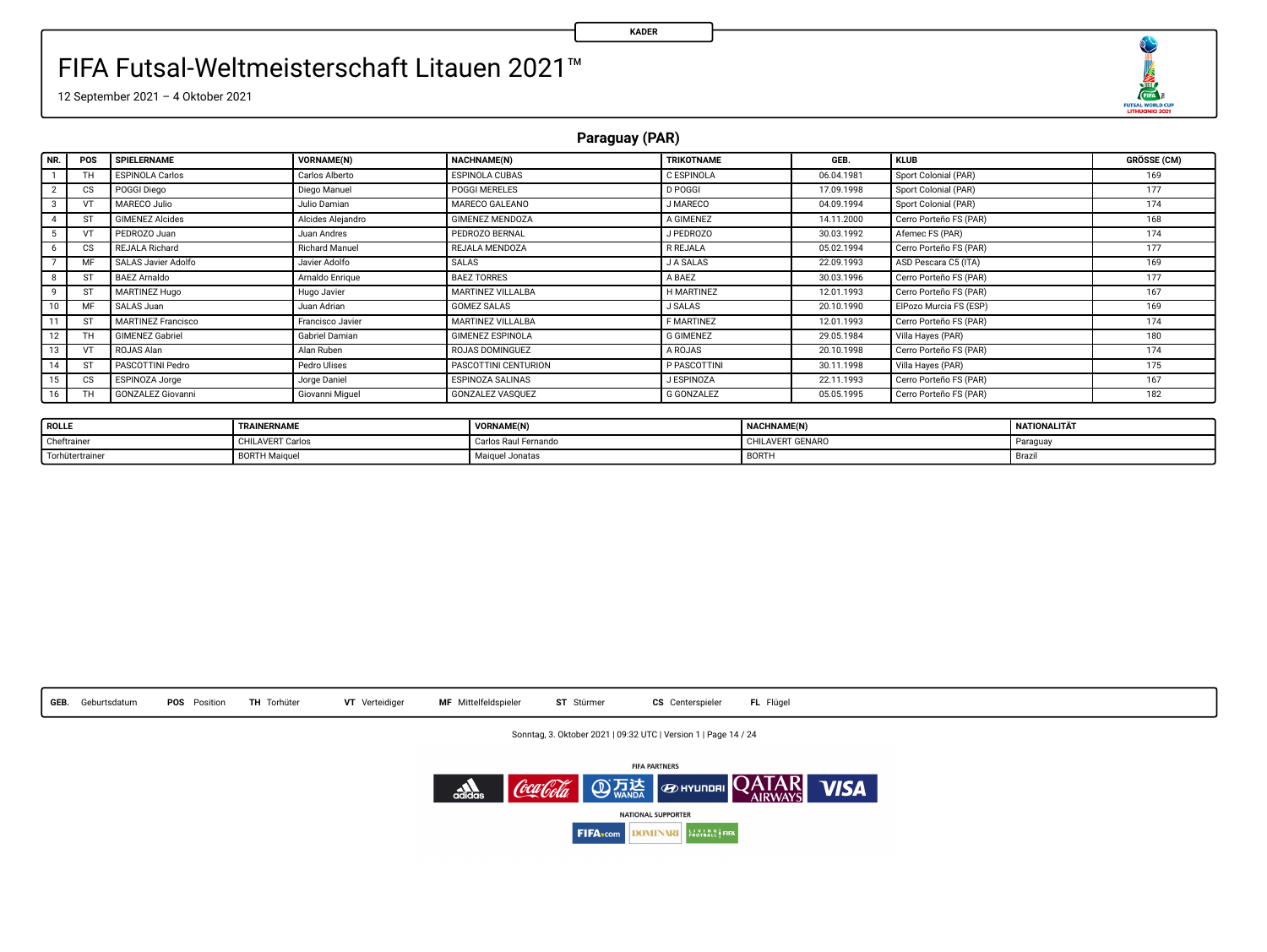KADER

# FIFA Futsal-Weltmeisterschaft Litauen 2021™

12 September 2021 – 4 Oktober 2021

## Paraguay (PAR)

| NR. | POS | SPIELERNAME | VORNAME(N) | NACHNAME(N) | TRIKOTNAME | GEB. | KLUB | GRÖSSE (CM) |
|---|---|---|---|---|---|---|---|---|
| 1 | TH | ESPINOLA Carlos | Carlos Alberto | ESPINOLA CUBAS | C ESPINOLA | 06.04.1981 | Sport Colonial (PAR) | 169 |
| 2 | CS | POGGI Diego | Diego Manuel | POGGI MERELES | D POGGI | 17.09.1998 | Sport Colonial (PAR) | 177 |
| 3 | VT | MARECO Julio | Julio Damian | MARECO GALEANO | J MARECO | 04.09.1994 | Sport Colonial (PAR) | 174 |
| 4 | ST | GIMENEZ Alcides | Alcides Alejandro | GIMENEZ MENDOZA | A GIMENEZ | 14.11.2000 | Cerro Porteño FS (PAR) | 168 |
| 5 | VT | PEDROZO Juan | Juan Andres | PEDROZO BERNAL | J PEDROZO | 30.03.1992 | Afemec FS (PAR) | 174 |
| 6 | CS | REJALA Richard | Richard Manuel | REJALA MENDOZA | R REJALA | 05.02.1994 | Cerro Porteño FS (PAR) | 177 |
| 7 | MF | SALAS Javier Adolfo | Javier Adolfo | SALAS | J A SALAS | 22.09.1993 | ASD Pescara C5 (ITA) | 169 |
| 8 | ST | BAEZ Arnaldo | Arnaldo Enrique | BAEZ TORRES | A BAEZ | 30.03.1996 | Cerro Porteño FS (PAR) | 177 |
| 9 | ST | MARTINEZ Hugo | Hugo Javier | MARTINEZ VILLALBA | H MARTINEZ | 12.01.1993 | Cerro Porteño FS (PAR) | 167 |
| 10 | MF | SALAS Juan | Juan Adrian | GOMEZ SALAS | J SALAS | 20.10.1990 | ElPozo Murcia FS (ESP) | 169 |
| 11 | ST | MARTINEZ Francisco | Francisco Javier | MARTINEZ VILLALBA | F MARTINEZ | 12.01.1993 | Cerro Porteño FS (PAR) | 174 |
| 12 | TH | GIMENEZ Gabriel | Gabriel Damian | GIMENEZ ESPINOLA | G GIMENEZ | 29.05.1984 | Villa Hayes (PAR) | 180 |
| 13 | VT | ROJAS Alan | Alan Ruben | ROJAS DOMINGUEZ | A ROJAS | 20.10.1998 | Cerro Porteño FS (PAR) | 174 |
| 14 | ST | PASCOTTINI Pedro | Pedro Ulises | PASCOTTINI CENTURION | P PASCOTTINI | 30.11.1998 | Villa Hayes (PAR) | 175 |
| 15 | CS | ESPINOZA Jorge | Jorge Daniel | ESPINOZA SALINAS | J ESPINOZA | 22.11.1993 | Cerro Porteño FS (PAR) | 167 |
| 16 | TH | GONZALEZ Giovanni | Giovanni Miguel | GONZALEZ VASQUEZ | G GONZALEZ | 05.05.1995 | Cerro Porteño FS (PAR) | 182 |

| ROLLE | TRAINERNAME | VORNAME(N) | NACHNAME(N) | NATIONALITÄT |
|---|---|---|---|---|
| Cheftrainer | CHILAVERT Carlos | Carlos Raul Fernando | CHILAVERT GENARO | Paraguay |
| Torhütertrainer | BORTH Maiquel | Maiquel Jonatas | BORTH | Brazil |

**GEB.** Geburtsdatum **POS** Position **TH** Torhüter **VT** Verteidiger **MF** Mittelfeldspieler **ST** Stürmer **CS** Centerspieler **FL** Flügel

Sonntag, 3. Oktober 2021 | 09:32 UTC | Version 1

FIFA PARTNERS

NATIONAL SUPPORTER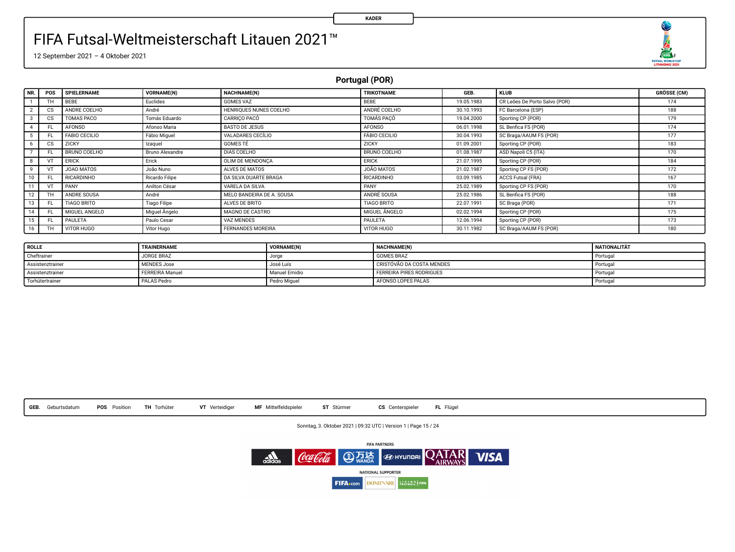KADER

# FIFA Futsal-Weltmeisterschaft Litauen 2021™

12 September 2021 – 4 Oktober 2021

## Portugal (POR)

| NR. | POS | SPIELERNAME | VORNAME(N) | NACHNAME(N) | TRIKOTNAME | GEB. | KLUB | GRÖSSE (CM) |
|---|---|---|---|---|---|---|---|---|
| 1 | TH | BEBE | Euclides | GOMES VAZ | BEBE | 19.05.1983 | CR Leões De Porto Salvo (POR) | 174 |
| 2 | CS | ANDRE COELHO | André | HENRIQUES NUNES COELHO | ANDRÉ COELHO | 30.10.1993 | FC Barcelona (ESP) | 188 |
| 3 | CS | TOMAS PACO | Tomás Eduardo | CARRIÇO PACÓ | TOMÁS PAÇÓ | 19.04.2000 | Sporting CP (POR) | 179 |
| 4 | FL | AFONSO | Afonso Maria | BASTO DE JESUS | AFONSO | 06.01.1998 | SL Benfica FS (POR) | 174 |
| 5 | FL | FABIO CECILIO | Fábio Miguel | VALADARES CECÍLIO | FÁBIO CECILIO | 30.04.1993 | SC Braga/AAUM FS (POR) | 177 |
| 6 | CS | ZICKY | Izaquel | GOMES TÉ | ZICKY | 01.09.2001 | Sporting CP (POR) | 183 |
| 7 | FL | BRUNO COELHO | Bruno Alexandre | DIAS COELHO | BRUNO COELHO | 01.08.1987 | ASD Napoli C5 (ITA) | 170 |
| 8 | VT | ERICK | Erick | OLIM DE MENDONÇA | ERICK | 21.07.1995 | Sporting CP (POR) | 184 |
| 9 | VT | JOAO MATOS | João Nuno | ALVES DE MATOS | JOÃO MATOS | 21.02.1987 | Sporting CP FS (POR) | 172 |
| 10 | FL | RICARDINHO | Ricardo Filipe | DA SILVA DUARTE BRAGA | RICARDINHO | 03.09.1985 | ACCS Futsal (FRA) | 167 |
| 11 | VT | PANY | Anilton César | VARELA DA SILVA | PANY | 25.02.1989 | Sporting CP FS (POR) | 170 |
| 12 | TH | ANDRE SOUSA | André | MELO BANDEIRA DE A. SOUSA | ANDRÉ SOUSA | 25.02.1986 | SL Benfica FS (POR) | 188 |
| 13 | FL | TIAGO BRITO | Tiago Filipe | ALVES DE BRITO | TIAGO BRITO | 22.07.1991 | SC Braga (POR) | 171 |
| 14 | FL | MIGUEL ANGELO | Miguel Ângelo | MAGNO DE CASTRO | MIGUEL ÂNGELO | 02.02.1994 | Sporting CP (POR) | 175 |
| 15 | FL | PAULETA | Paulo Cesar | VAZ MENDES | PAULETA | 12.06.1994 | Sporting CP (POR) | 173 |
| 16 | TH | VITOR HUGO | Vítor Hugo | FERNANDES MOREIRA | VITOR HUGO | 30.11.1982 | SC Braga/AAUM FS (POR) | 180 |

| ROLLE | TRAINERNAME | VORNAME(N) | NACHNAME(N) | NATIONALITÄT |
|---|---|---|---|---|
| Cheftrainer | JORGE BRAZ | Jorge | GOMES BRAZ | Portugal |
| Assistenztrainer | MENDES Jose | José Luís | CRISTÓVÃO DA COSTA MENDES | Portugal |
| Assistenztrainer | FERREIRA Manuel | Manuel Emidio | FERREIRA PIRES RODRIGUES | Portugal |
| Torhütertrainer | PALAS Pedro | Pedro Miguel | AFONSO LOPES PALAS | Portugal |

**GEB.** Geburtsdatum **POS** Position **TH** Torhüter **VT** Verteidiger **MF** Mittelfeldspieler **ST** Stürmer **CS** Centerspieler **FL** Flügel

Sonntag, 3. Oktober 2021 | 09:32 UTC | Version 1

FIFA PARTNERS

NATIONAL SUPPORTER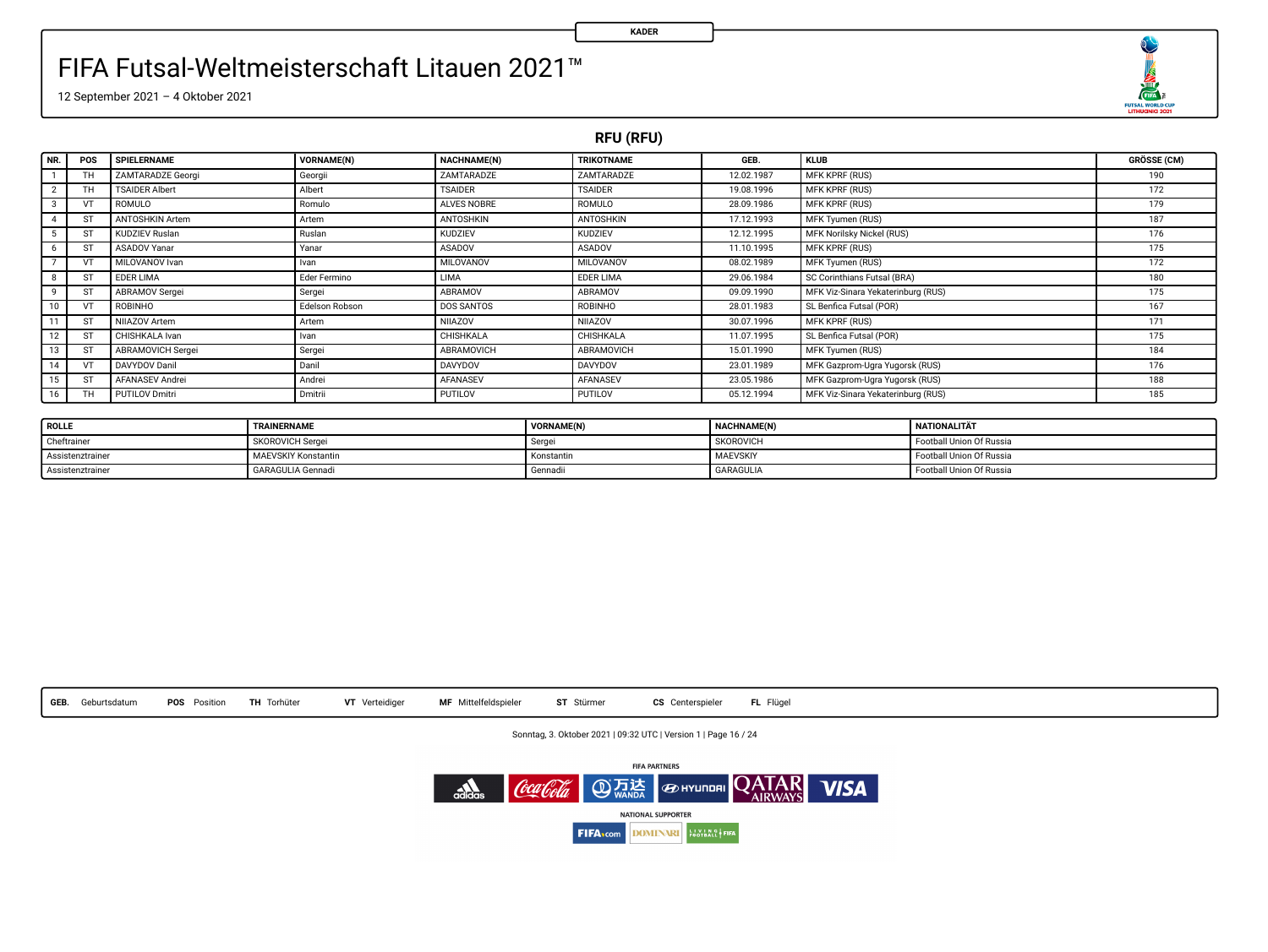KADER

# FIFA Futsal-Weltmeisterschaft Litauen 2021™

12 September 2021 – 4 Oktober 2021

## RFU (RFU)

| NR. | POS | SPIELERNAME | VORNAME(N) | NACHNAME(N) | TRIKOTNAME | GEB. | KLUB | GRÖSSE (CM) |
|---|---|---|---|---|---|---|---|---|
| 1 | TH | ZAMTARADZE Georgi | Georgii | ZAMTARADZE | ZAMTARADZE | 12.02.1987 | MFK KPRF (RUS) | 190 |
| 2 | TH | TSAIDER Albert | Albert | TSAIDER | TSAIDER | 19.08.1996 | MFK KPRF (RUS) | 172 |
| 3 | VT | ROMULO | Romulo | ALVES NOBRE | ROMULO | 28.09.1986 | MFK KPRF (RUS) | 179 |
| 4 | ST | ANTOSHKIN Artem | Artem | ANTOSHKIN | ANTOSHKIN | 17.12.1993 | MFK Tyumen (RUS) | 187 |
| 5 | ST | KUDZIEV Ruslan | Ruslan | KUDZIEV | KUDZIEV | 12.12.1995 | MFK Norilsky Nickel (RUS) | 176 |
| 6 | ST | ASADOV Yanar | Yanar | ASADOV | ASADOV | 11.10.1995 | MFK KPRF (RUS) | 175 |
| 7 | VT | MILOVANOV Ivan | Ivan | MILOVANOV | MILOVANOV | 08.02.1989 | MFK Tyumen (RUS) | 172 |
| 8 | ST | EDER LIMA | Eder Fermino | LIMA | EDER LIMA | 29.06.1984 | SC Corinthians Futsal (BRA) | 180 |
| 9 | ST | ABRAMOV Sergei | Sergei | ABRAMOV | ABRAMOV | 09.09.1990 | MFK Viz-Sinara Yekaterinburg (RUS) | 175 |
| 10 | VT | ROBINHO | Edelson Robson | DOS SANTOS | ROBINHO | 28.01.1983 | SL Benfica Futsal (POR) | 167 |
| 11 | ST | NIIAZOV Artem | Artem | NIIAZOV | NIIAZOV | 30.07.1996 | MFK KPRF (RUS) | 171 |
| 12 | ST | CHISHKALA Ivan | Ivan | CHISHKALA | CHISHKALA | 11.07.1995 | SL Benfica Futsal (POR) | 175 |
| 13 | ST | ABRAMOVICH Sergei | Sergei | ABRAMOVICH | ABRAMOVICH | 15.01.1990 | MFK Tyumen (RUS) | 184 |
| 14 | VT | DAVYDOV Danil | Danil | DAVYDOV | DAVYDOV | 23.01.1989 | MFK Gazprom-Ugra Yugorsk (RUS) | 176 |
| 15 | ST | AFANASEV Andrei | Andrei | AFANASEV | AFANASEV | 23.05.1986 | MFK Gazprom-Ugra Yugorsk (RUS) | 188 |
| 16 | TH | PUTILOV Dmitri | Dmitrii | PUTILOV | PUTILOV | 05.12.1994 | MFK Viz-Sinara Yekaterinburg (RUS) | 185 |

| ROLLE | TRAINERNAME | VORNAME(N) | NACHNAME(N) | NATIONALITÄT |
|---|---|---|---|---|
| Cheftrainer | SKOROVICH Sergei | Sergei | SKOROVICH | Football Union Of Russia |
| Assistenztrainer | MAEVSKIY Konstantin | Konstantin | MAEVSKIY | Football Union Of Russia |
| Assistenztrainer | GARAGULIA Gennadi | Gennadii | GARAGULIA | Football Union Of Russia |

**GEB.** Geburtsdatum **POS** Position **TH** Torhüter **VT** Verteidiger **MF** Mittelfeldspieler **ST** Stürmer **CS** Centerspieler **FL** Flügel

Sonntag, 3. Oktober 2021 | 09:32 UTC | Version 1

FIFA PARTNERS

NATIONAL SUPPORTER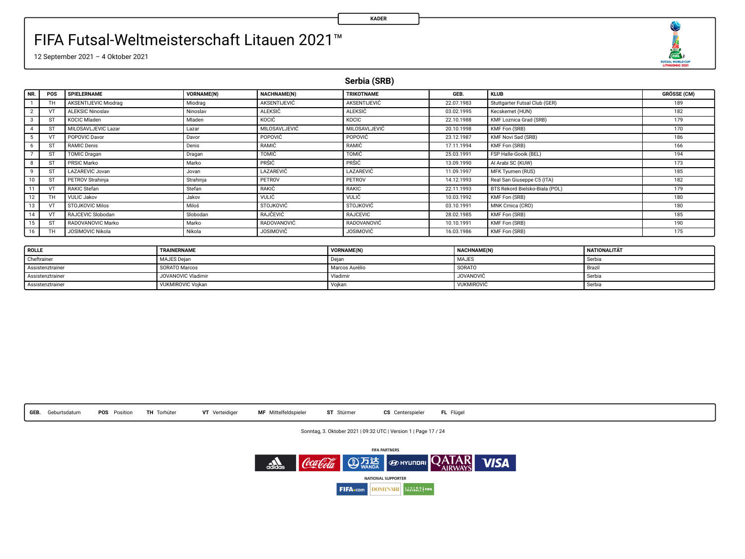KADER

# FIFA Futsal-Weltmeisterschaft Litauen 2021™

12 September 2021 – 4 Oktober 2021

## Serbia (SRB)

| NR. | POS | SPIELERNAME | VORNAME(N) | NACHNAME(N) | TRIKOTNAME | GEB. | KLUB | GRÖSSE (CM) |
|---|---|---|---|---|---|---|---|---|
| 1 | TH | AKSENTIJEVIC Miodrag | Miodrag | AKSENTIJEVIĆ | AKSENTIJEVIĆ | 22.07.1983 | Stuttgarter Futsal Club (GER) | 189 |
| 2 | VT | ALEKSIC Ninoslav | Ninoslav | ALEKSIĆ | ALEKSIĆ | 03.02.1995 | Kecskemet (HUN) | 182 |
| 3 | ST | KOCIC Mladen | Mladen | KOCIĆ | KOCIC | 22.10.1988 | KMF Loznica Grad (SRB) | 179 |
| 4 | ST | MILOSAVLJEVIC Lazar | Lazar | MILOSAVLJEVIĆ | MILOSAVLJEVIĆ | 20.10.1998 | KMF Fon (SRB) | 170 |
| 5 | VT | POPOVIC Davor | Davor | POPOVIĆ | POPOVIĆ | 23.12.1987 | KMF Novi Sad (SRB) | 186 |
| 6 | ST | RAMIC Denis | Denis | RAMIĆ | RAMIĆ | 17.11.1994 | KMF Fon (SRB) | 166 |
| 7 | ST | TOMIC Dragan | Dragan | TOMIĆ | TOMIĆ | 25.03.1991 | FSP Halle-Gooik (BEL) | 194 |
| 8 | ST | PRSIC Marko | Marko | PRŠIĆ | PRŠIĆ | 13.09.1990 | Al Arabi SC (KUW) | 173 |
| 9 | ST | LAZAREVIC Jovan | Jovan | LAZAREVIĆ | LAZAREVIĆ | 11.09.1997 | MFK Tyumen (RUS) | 185 |
| 10 | ST | PETROV Strahinja | Strahinja | PETROV | PETROV | 14.12.1993 | Real San Giuseppe C5 (ITA) | 182 |
| 11 | VT | RAKIC Stefan | Stefan | RAKIĆ | RAKIC | 22.11.1993 | BTS Rekord Bielsko-Biala (POL) | 179 |
| 12 | TH | VULIC Jakov | Jakov | VULIĆ | VULIĆ | 10.03.1992 | KMF Fon (SRB) | 180 |
| 13 | VT | STOJKOVIC Milos | Miloš | STOJKOVIĆ | STOJKOVIĆ | 03.10.1991 | MNK Crnica (CRO) | 180 |
| 14 | VT | RAJCEVIC Slobodan | Slobodan | RAJČEVIĆ | RAJCEVIC | 28.02.1985 | KMF Fon (SRB) | 185 |
| 15 | ST | RADOVANOVIC Marko | Marko | RADOVANOVIĆ | RADOVANOVIĆ | 10.10.1991 | KMF Fon (SRB) | 190 |
| 16 | TH | JOSIMOVIC Nikola | Nikola | JOSIMOVIĆ | JOSIMOVIĆ | 16.03.1986 | KMF Fon (SRB) | 175 |

| ROLLE | TRAINERNAME | VORNAME(N) | NACHNAME(N) | NATIONALITÄT |
|---|---|---|---|---|
| Cheftrainer | MAJES Dejan | Dejan | MAJES | Serbia |
| Assistenztrainer | SORATO Marcos | Marcos Aurélio | SORATO | Brazil |
| Assistenztrainer | JOVANOVIC Vladimir | Vladimir | JOVANOVIĆ | Serbia |
| Assistenztrainer | VUKMIROVIC Vojkan | Vojkan | VUKMIROVIĆ | Serbia |

**GEB.** Geburtsdatum **POS** Position **TH** Torhüter **VT** Verteidiger **MF** Mittelfeldspieler **ST** Stürmer **CS** Centerspieler **FL** Flügel

Sonntag, 3. Oktober 2021 | 09:32 UTC | Version 1

FIFA PARTNERS

NATIONAL SUPPORTER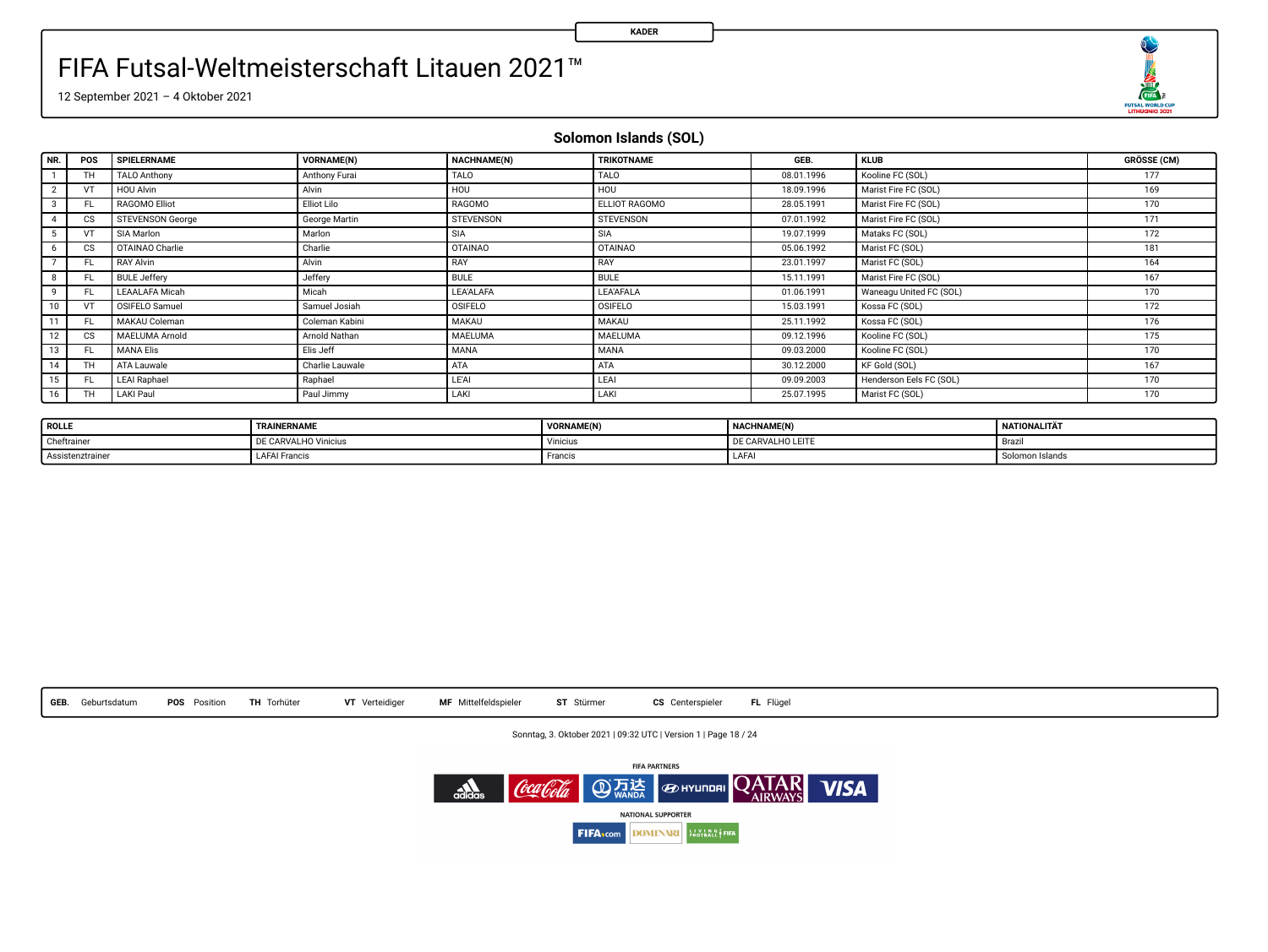KADER

# FIFA Futsal-Weltmeisterschaft Litauen 2021™

12 September 2021 – 4 Oktober 2021

## Solomon Islands (SOL)

| NR. | POS | SPIELERNAME | VORNAME(N) | NACHNAME(N) | TRIKOTNAME | GEB. | KLUB | GRÖSSE (CM) |
|---|---|---|---|---|---|---|---|---|
| 1 | TH | TALO Anthony | Anthony Furai | TALO | TALO | 08.01.1996 | Kooline FC (SOL) | 177 |
| 2 | VT | HOU Alvin | Alvin | HOU | HOU | 18.09.1996 | Marist Fire FC (SOL) | 169 |
| 3 | FL | RAGOMO Elliot | Elliot Lilo | RAGOMO | ELLIOT RAGOMO | 28.05.1991 | Marist Fire FC (SOL) | 170 |
| 4 | CS | STEVENSON George | George Martin | STEVENSON | STEVENSON | 07.01.1992 | Marist Fire FC (SOL) | 171 |
| 5 | VT | SIA Marlon | Marlon | SIA | SIA | 19.07.1999 | Mataks FC (SOL) | 172 |
| 6 | CS | OTAINAO Charlie | Charlie | OTAINAO | OTAINAO | 05.06.1992 | Marist FC (SOL) | 181 |
| 7 | FL | RAY Alvin | Alvin | RAY | RAY | 23.01.1997 | Marist FC (SOL) | 164 |
| 8 | FL | BULE Jeffery | Jeffery | BULE | BULE | 15.11.1991 | Marist Fire FC (SOL) | 167 |
| 9 | FL | LEAALAFA Micah | Micah | LEA'ALAFA | LEA'AFALA | 01.06.1991 | Waneagu United FC (SOL) | 170 |
| 10 | VT | OSIFELO Samuel | Samuel Josiah | OSIFELO | OSIFELO | 15.03.1991 | Kossa FC (SOL) | 172 |
| 11 | FL | MAKAU Coleman | Coleman Kabini | MAKAU | MAKAU | 25.11.1992 | Kossa FC (SOL) | 176 |
| 12 | CS | MAELUMA Arnold | Arnold Nathan | MAELUMA | MAELUMA | 09.12.1996 | Kooline FC (SOL) | 175 |
| 13 | FL | MANA Elis | Elis Jeff | MANA | MANA | 09.03.2000 | Kooline FC (SOL) | 170 |
| 14 | TH | ATA Lauwale | Charlie Lauwale | ATA | ATA | 30.12.2000 | KF Gold (SOL) | 167 |
| 15 | FL | LEAI Raphael | Raphael | LE'AI | LEAI | 09.09.2003 | Henderson Eels FC (SOL) | 170 |
| 16 | TH | LAKI Paul | Paul Jimmy | LAKI | LAKI | 25.07.1995 | Marist FC (SOL) | 170 |

| ROLLE | TRAINERNAME | VORNAME(N) | NACHNAME(N) | NATIONALITÄT |
|---|---|---|---|---|
| Cheftrainer | DE CARVALHO Vinicius | Vinicius | DE CARVALHO LEITE | Brazil |
| Assistenztrainer | LAFAI Francis | Francis | LAFAI | Solomon Islands |

**GEB.** Geburtsdatum **POS** Position **TH** Torhüter **VT** Verteidiger **MF** Mittelfeldspieler **ST** Stürmer **CS** Centerspieler **FL** Flügel

Sonntag, 3. Oktober 2021 | 09:32 UTC | Version 1

FIFA PARTNERS

NATIONAL SUPPORTER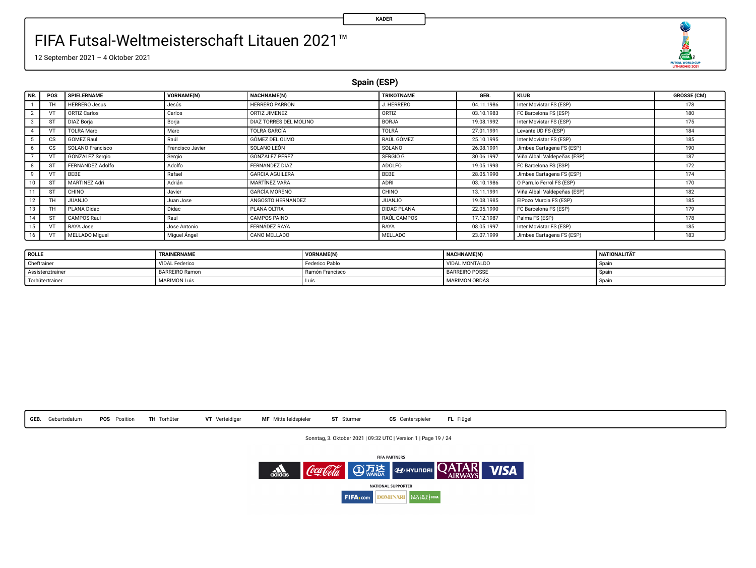KADER

# FIFA Futsal-Weltmeisterschaft Litauen 2021™

12 September 2021 – 4 Oktober 2021

## Spain (ESP)

| NR. | POS | SPIELERNAME | VORNAME(N) | NACHNAME(N) | TRIKOTNAME | GEB. | KLUB | GRÖSSE (CM) |
|---|---|---|---|---|---|---|---|---|
| 1 | TH | HERRERO Jesus | Jesús | HERRERO PARRON | J. HERRERO | 04.11.1986 | Inter Movistar FS (ESP) | 178 |
| 2 | VT | ORTIZ Carlos | Carlos | ORTIZ JIMENEZ | ORTIZ | 03.10.1983 | FC Barcelona FS (ESP) | 180 |
| 3 | ST | DIAZ Borja | Borja | DIAZ TORRES DEL MOLINO | BORJA | 19.08.1992 | Inter Movistar FS (ESP) | 175 |
| 4 | VT | TOLRA Marc | Marc | TOLRA GARCÍA | TOLRÁ | 27.01.1991 | Levante UD FS (ESP) | 184 |
| 5 | CS | GOMEZ Raul | Raúl | GÓMEZ DEL OLMO | RAÚL GÓMEZ | 25.10.1995 | Inter Movistar FS (ESP) | 185 |
| 6 | CS | SOLANO Francisco | Francisco Javier | SOLANO LEÓN | SOLANO | 26.08.1991 | Jimbee Cartagena FS (ESP) | 190 |
| 7 | VT | GONZALEZ Sergio | Sergio | GONZÁLEZ PÉREZ | SERGIO G. | 30.06.1997 | Viña Albali Valdepeñas (ESP) | 187 |
| 8 | ST | FERNANDEZ Adolfo | Adolfo | FERNANDEZ DIAZ | ADOLFO | 19.05.1993 | FC Barcelona FS (ESP) | 172 |
| 9 | VT | BEBE | Rafael | GARCIA AGUILERA | BEBE | 28.05.1990 | Jimbee Cartagena FS (ESP) | 174 |
| 10 | ST | MARTINEZ Adri | Adrián | MARTÍNEZ VARA | ADRI | 03.10.1986 | O Parrulo Ferrol FS (ESP) | 170 |
| 11 | ST | CHINO | Javier | GARCÍA MORENO | CHINO | 13.11.1991 | Viña Albali Valdepeñas (ESP) | 182 |
| 12 | TH | JUANJO | Juan Jose | ANGOSTO HERNANDEZ | JUANJO | 19.08.1985 | ElPozo Murcia FS (ESP) | 185 |
| 13 | TH | PLANA Didac | Didac | PLANA OLTRA | DIDAC PLANA | 22.05.1990 | FC Barcelona FS (ESP) | 179 |
| 14 | ST | CAMPOS Raul | Raul | CAMPOS PAINO | RAÚL CAMPOS | 17.12.1987 | Palma FS (ESP) | 178 |
| 15 | VT | RAYA Jose | Jose Antonio | FERNÁDEZ RAYA | RAYA | 08.05.1997 | Inter Movistar FS (ESP) | 185 |
| 16 | VT | MELLADO Miguel | Miguel Ángel | CANO MELLADO | MELLADO | 23.07.1999 | Jimbee Cartagena FS (ESP) | 183 |

| ROLLE | TRAINERNAME | VORNAME(N) | NACHNAME(N) | NATIONALITÄT |
|---|---|---|---|---|
| Cheftrainer | VIDAL Federico | Federico Pablo | VIDAL MONTALDO | Spain |
| Assistenztrainer | BARREIRO Ramon | Ramón Francisco | BARREIRO POSSE | Spain |
| Torhütertrainer | MARIMON Luis | Luis | MARIMON ORDÁS | Spain |

**GEB.** Geburtsdatum **POS** Position **TH** Torhüter **VT** Verteidiger **MF** Mittelfeldspieler **ST** Stürmer **CS** Centerspieler **FL** Flügel

Sonntag, 3. Oktober 2021 | 09:32 UTC | Version 1

FIFA PARTNERS

NATIONAL SUPPORTER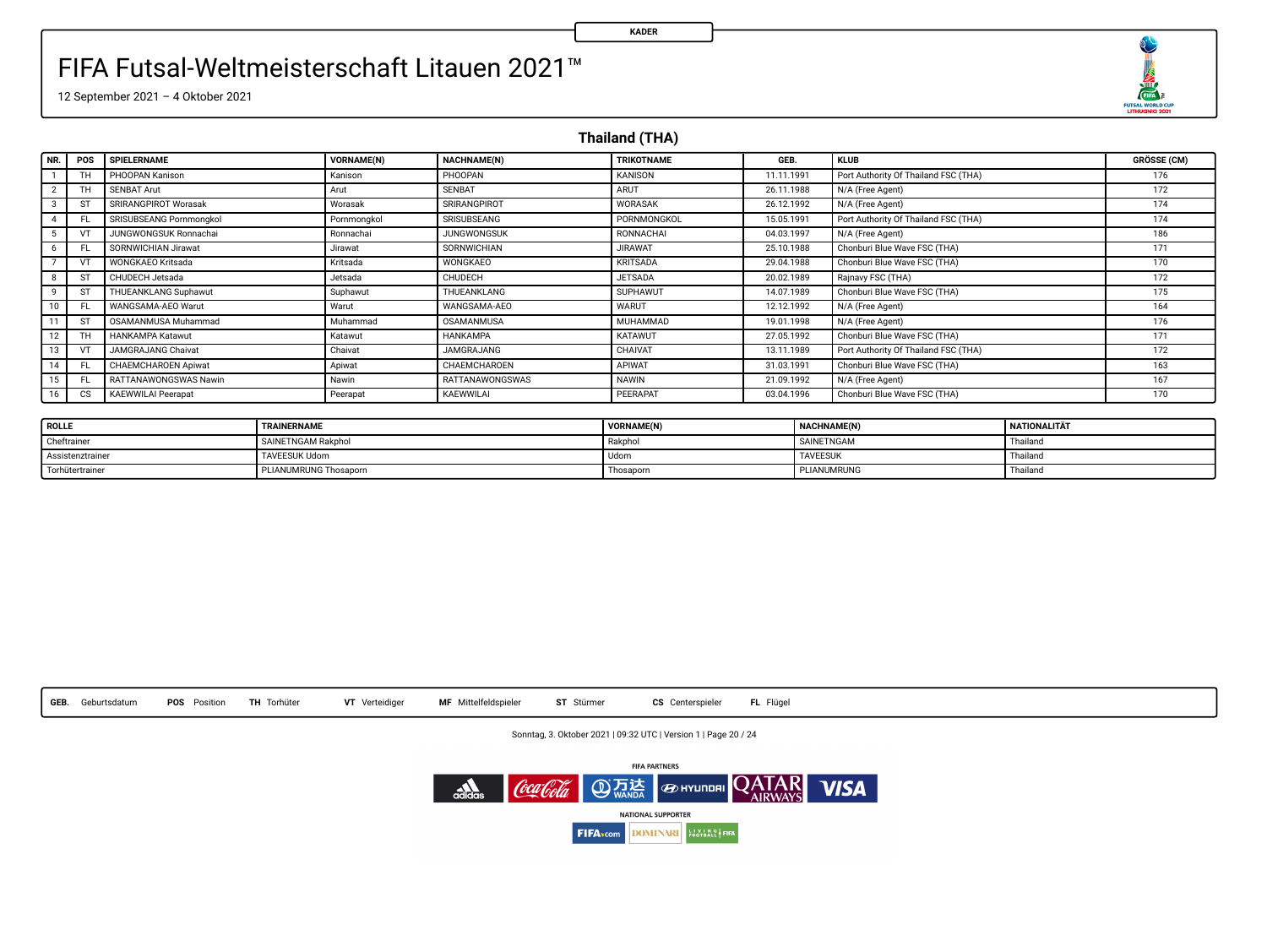KADER

# FIFA Futsal-Weltmeisterschaft Litauen 2021™

12 September 2021 – 4 Oktober 2021

## Thailand (THA)

| NR. | POS | SPIELERNAME | VORNAME(N) | NACHNAME(N) | TRIKOTNAME | GEB. | KLUB | GRÖSSE (CM) |
|---|---|---|---|---|---|---|---|---|
| 1 | TH | PHOOPAN Kanison | Kanison | PHOOPAN | KANISON | 11.11.1991 | Port Authority Of Thailand FSC (THA) | 176 |
| 2 | TH | SENBAT Arut | Arut | SENBAT | ARUT | 26.11.1988 | N/A (Free Agent) | 172 |
| 3 | ST | SRIRANGPIROT Worasak | Worasak | SRIRANGPIROT | WORASAK | 26.12.1992 | N/A (Free Agent) | 174 |
| 4 | FL | SRISUBSEANG Pornmongkol | Pornmongkol | SRISUBSEANG | PORNMONGKOL | 15.05.1991 | Port Authority Of Thailand FSC (THA) | 174 |
| 5 | VT | JUNGWONGSUK Ronnachai | Ronnachai | JUNGWONGSUK | RONNACHAI | 04.03.1997 | N/A (Free Agent) | 186 |
| 6 | FL | SORNWICHIAN Jirawat | Jirawat | SORNWICHIAN | JIRAWAT | 25.10.1988 | Chonburi Blue Wave FSC (THA) | 171 |
| 7 | VT | WONGKAEO Kritsada | Kritsada | WONGKAEO | KRITSADA | 29.04.1988 | Chonburi Blue Wave FSC (THA) | 170 |
| 8 | ST | CHUDECH Jetsada | Jetsada | CHUDECH | JETSADA | 20.02.1989 | Rajnavy FSC (THA) | 172 |
| 9 | ST | THUEANKLANG Suphawut | Suphawut | THUEANKLANG | SUPHAWUT | 14.07.1989 | Chonburi Blue Wave FSC (THA) | 175 |
| 10 | FL | WANGSAMA-AEO Warut | Warut | WANGSAMA-AEO | WARUT | 12.12.1992 | N/A (Free Agent) | 164 |
| 11 | ST | OSAMANMUSA Muhammad | Muhammad | OSAMANMUSA | MUHAMMAD | 19.01.1998 | N/A (Free Agent) | 176 |
| 12 | TH | HANKAMPA Katawut | Katawut | HANKAMPA | KATAWUT | 27.05.1992 | Chonburi Blue Wave FSC (THA) | 171 |
| 13 | VT | JAMGRAJANG Chaivat | Chaivat | JAMGRAJANG | CHAIVAT | 13.11.1989 | Port Authority Of Thailand FSC (THA) | 172 |
| 14 | FL | CHAEMCHAROEN Apiwat | Apiwat | CHAEMCHAROEN | APIWAT | 31.03.1991 | Chonburi Blue Wave FSC (THA) | 163 |
| 15 | FL | RATTANAWONGSWAS Nawin | Nawin | RATTANAWONGSWAS | NAWIN | 21.09.1992 | N/A (Free Agent) | 167 |
| 16 | CS | KAEWWILAI Peerapat | Peerapat | KAEWWILAI | PEERAPAT | 03.04.1996 | Chonburi Blue Wave FSC (THA) | 170 |

| ROLLE | TRAINERNAME | VORNAME(N) | NACHNAME(N) | NATIONALITÄT |
|---|---|---|---|---|
| Cheftrainer | SAINETNGAM Rakphol | Rakphol | SAINETNGAM | Thailand |
| Assistenztrainer | TAVEESUK Udom | Udom | TAVEESUK | Thailand |
| Torhütertrainer | PLIANUMRUNG Thosaporn | Thosaporn | PLIANUMRUNG | Thailand |

**GEB.** Geburtsdatum **POS** Position **TH** Torhüter **VT** Verteidiger **MF** Mittelfeldspieler **ST** Stürmer **CS** Centerspieler **FL** Flügel

Sonntag, 3. Oktober 2021 | 09:32 UTC | Version 1

FIFA PARTNERS

NATIONAL SUPPORTER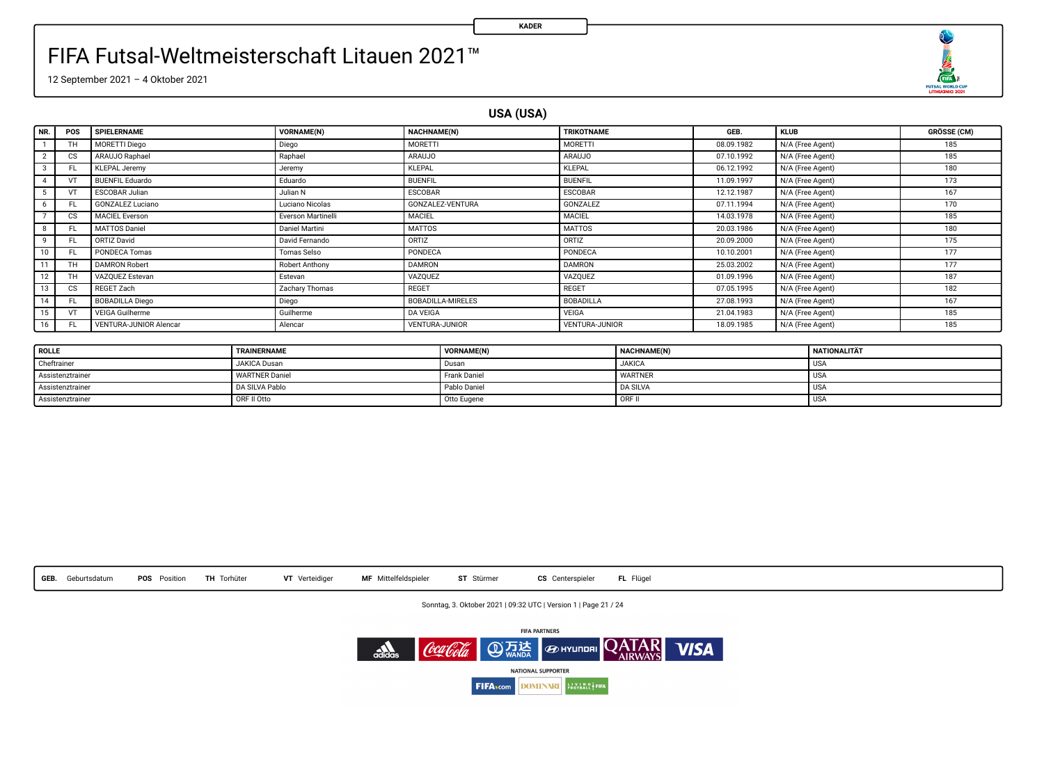KADER

# FIFA Futsal-Weltmeisterschaft Litauen 2021™

12 September 2021 – 4 Oktober 2021

## USA (USA)

| NR. | POS | SPIELERNAME | VORNAME(N) | NACHNAME(N) | TRIKOTNAME | GEB. | KLUB | GRÖSSE (CM) |
|---|---|---|---|---|---|---|---|---|
| 1 | TH | MORETTI Diego | Diego | MORETTI | MORETTI | 08.09.1982 | N/A (Free Agent) | 185 |
| 2 | CS | ARAUJO Raphael | Raphael | ARAUJO | ARAUJO | 07.10.1992 | N/A (Free Agent) | 185 |
| 3 | FL | KLEPAL Jeremy | Jeremy | KLEPAL | KLEPAL | 06.12.1992 | N/A (Free Agent) | 180 |
| 4 | VT | BUENFIL Eduardo | Eduardo | BUENFIL | BUENFIL | 11.09.1997 | N/A (Free Agent) | 173 |
| 5 | VT | ESCOBAR Julian | Julian N | ESCOBAR | ESCOBAR | 12.12.1987 | N/A (Free Agent) | 167 |
| 6 | FL | GONZALEZ Luciano | Luciano Nicolas | GONZALEZ-VENTURA | GONZALEZ | 07.11.1994 | N/A (Free Agent) | 170 |
| 7 | CS | MACIEL Everson | Everson Martinelli | MACIEL | MACIEL | 14.03.1978 | N/A (Free Agent) | 185 |
| 8 | FL | MATTOS Daniel | Daniel Martini | MATTOS | MATTOS | 20.03.1986 | N/A (Free Agent) | 180 |
| 9 | FL | ORTIZ David | David Fernando | ORTIZ | ORTIZ | 20.09.2000 | N/A (Free Agent) | 175 |
| 10 | FL | PONDECA Tomas | Tomas Selso | PONDECA | PONDECA | 10.10.2001 | N/A (Free Agent) | 177 |
| 11 | TH | DAMRON Robert | Robert Anthony | DAMRON | DAMRON | 25.03.2002 | N/A (Free Agent) | 177 |
| 12 | TH | VAZQUEZ Estevan | Estevan | VAZQUEZ | VAZQUEZ | 01.09.1996 | N/A (Free Agent) | 187 |
| 13 | CS | REGET Zach | Zachary Thomas | REGET | REGET | 07.05.1995 | N/A (Free Agent) | 182 |
| 14 | FL | BOBADILLA Diego | Diego | BOBADILLA-MIRELES | BOBADILLA | 27.08.1993 | N/A (Free Agent) | 167 |
| 15 | VT | VEIGA Guilherme | Guilherme | DA VEIGA | VEIGA | 21.04.1983 | N/A (Free Agent) | 185 |
| 16 | FL | VENTURA-JUNIOR Alencar | Alencar | VENTURA-JUNIOR | VENTURA-JUNIOR | 18.09.1985 | N/A (Free Agent) | 185 |

| ROLLE | TRAINERNAME | VORNAME(N) | NACHNAME(N) | NATIONALITÄT |
|---|---|---|---|---|
| Cheftrainer | JAKICA Dusan | Dusan | JAKICA | USA |
| Assistenztrainer | WARTNER Daniel | Frank Daniel | WARTNER | USA |
| Assistenztrainer | DA SILVA Pablo | Pablo Daniel | DA SILVA | USA |
| Assistenztrainer | ORF II Otto | Otto Eugene | ORF II | USA |

**GEB.** Geburtsdatum **POS** Position **TH** Torhüter **VT** Verteidiger **MF** Mittelfeldspieler **ST** Stürmer **CS** Centerspieler **FL** Flügel

Sonntag, 3. Oktober 2021 | 09:32 UTC | Version 1

FIFA PARTNERS

NATIONAL SUPPORTER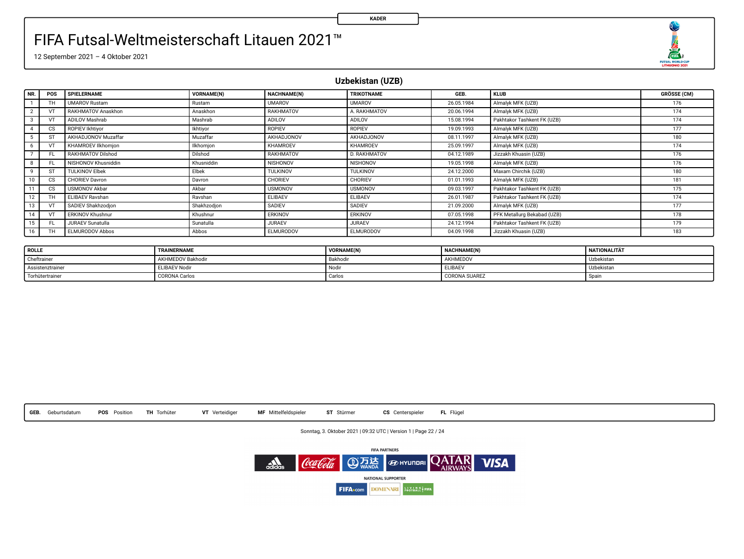KADER

# FIFA Futsal-Weltmeisterschaft Litauen 2021™

12 September 2021 – 4 Oktober 2021

## Uzbekistan (UZB)

| NR. | POS | SPIELERNAME | VORNAME(N) | NACHNAME(N) | TRIKOTNAME | GEB. | KLUB | GRÖSSE (CM) |
|---|---|---|---|---|---|---|---|---|
| 1 | TH | UMAROV Rustam | Rustam | UMAROV | UMAROV | 26.05.1984 | Almalyk MFK (UZB) | 176 |
| 2 | VT | RAKHMATOV Anaskhon | Anaskhon | RAKHMATOV | A. RAKHMATOV | 20.06.1994 | Almalyk MFK (UZB) | 174 |
| 3 | VT | ADILOV Mashrab | Mashrab | ADILOV | ADILOV | 15.08.1994 | Pakhtakor Tashkent FK (UZB) | 174 |
| 4 | CS | ROPIEV Ikhtiyor | Ikhtiyor | ROPIEV | ROPIEV | 19.09.1993 | Almalyk MFK (UZB) | 177 |
| 5 | ST | AKHADJONOV Muzaffar | Muzaffar | AKHADJONOV | AKHADJONOV | 08.11.1997 | Almalyk MFK (UZB) | 180 |
| 6 | VT | KHAMROEV Ilkhomjon | Ilkhomjon | KHAMROEV | KHAMROEV | 25.09.1997 | Almalyk MFK (UZB) | 174 |
| 7 | FL | RAKHMATOV Dilshod | Dilshod | RAKHMATOV | D. RAKHMATOV | 04.12.1989 | Jizzakh Khuasin (UZB) | 176 |
| 8 | FL | NISHONOV Khusniddin | Khusniddin | NISHONOV | NISHONOV | 19.05.1998 | Almalyk MFK (UZB) | 176 |
| 9 | ST | TULKINOV Elbek | Elbek | TULKINOV | TULKINOV | 24.12.2000 | Maxam Chirchik (UZB) | 180 |
| 10 | CS | CHORIEV Davron | Davron | CHORIEV | CHORIEV | 01.01.1993 | Almalyk MFK (UZB) | 181 |
| 11 | CS | USMONOV Akbar | Akbar | USMONOV | USMONOV | 09.03.1997 | Pakhtakor Tashkent FK (UZB) | 175 |
| 12 | TH | ELIBAEV Ravshan | Ravshan | ELIBAEV | ELIBAEV | 26.01.1987 | Pakhtakor Tashkent FK (UZB) | 174 |
| 13 | VT | SADIEV Shakhzodjon | Shakhzodjon | SADIEV | SADIEV | 21.09.2000 | Almalyk MFK (UZB) | 177 |
| 14 | VT | ERKINOV Khushnur | Khushnur | ERKINOV | ERKINOV | 07.05.1998 | PFK Metallurg Bekabad (UZB) | 178 |
| 15 | FL | JURAEV Sunatulla | Sunatulla | JURAEV | JURAEV | 24.12.1994 | Pakhtakor Tashkent FK (UZB) | 179 |
| 16 | TH | ELMURODOV Abbos | Abbos | ELMURODOV | ELMURODOV | 04.09.1998 | Jizzakh Khuasin (UZB) | 183 |

| ROLLE | TRAINERNAME | VORNAME(N) | NACHNAME(N) | NATIONALITÄT |
|---|---|---|---|---|
| Cheftrainer | AKHMEDOV Bakhodir | Bakhodir | AKHMEDOV | Uzbekistan |
| Assistenztrainer | ELIBAEV Nodir | Nodir | ELIBAEV | Uzbekistan |
| Torhütertrainer | CORONA Carlos | Carlos | CORONA SUAREZ | Spain |

**GEB.** Geburtsdatum **POS** Position **TH** Torhüter **VT** Verteidiger **MF** Mittelfeldspieler **ST** Stürmer **CS** Centerspieler **FL** Flügel

Sonntag, 3. Oktober 2021 | 09:32 UTC | Version 1

FIFA PARTNERS

NATIONAL SUPPORTER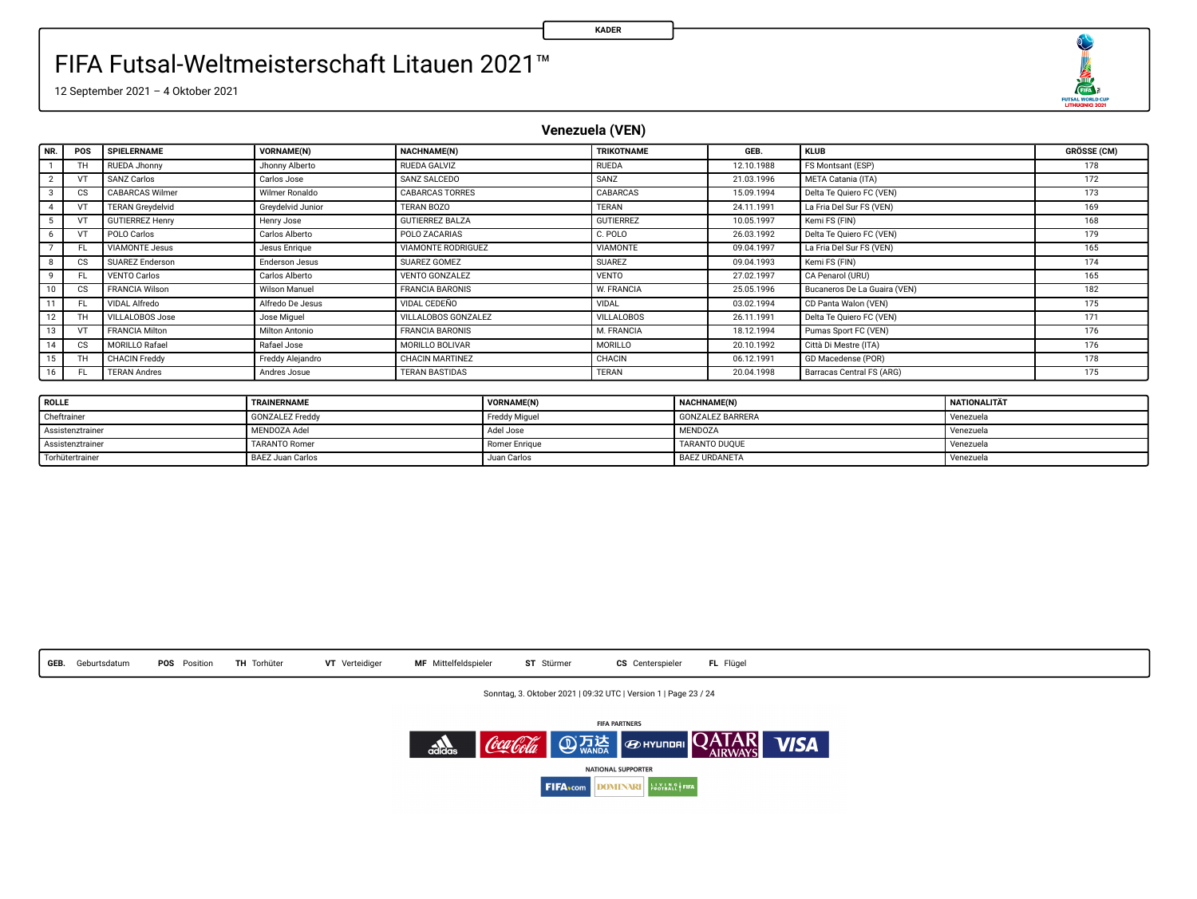KADER

# FIFA Futsal-Weltmeisterschaft Litauen 2021™

12 September 2021 – 4 Oktober 2021

## Venezuela (VEN)

| NR. | POS | SPIELERNAME | VORNAME(N) | NACHNAME(N) | TRIKOTNAME | GEB. | KLUB | GRÖSSE (CM) |
|---|---|---|---|---|---|---|---|---|
| 1 | TH | RUEDA Jhonny | Jhonny Alberto | RUEDA GALVIZ | RUEDA | 12.10.1988 | FS Montsant (ESP) | 178 |
| 2 | VT | SANZ Carlos | Carlos Jose | SANZ SALCEDO | SANZ | 21.03.1996 | META Catania (ITA) | 172 |
| 3 | CS | CABARCAS Wilmer | Wilmer Ronaldo | CABARCAS TORRES | CABARCAS | 15.09.1994 | Delta Te Quiero FC (VEN) | 173 |
| 4 | VT | TERAN Greydelvid | Greydelvid Junior | TERAN BOZO | TERAN | 24.11.1991 | La Fria Del Sur FS (VEN) | 169 |
| 5 | VT | GUTIERREZ Henry | Henry Jose | GUTIERREZ BALZA | GUTIERREZ | 10.05.1997 | Kemi FS (FIN) | 168 |
| 6 | VT | POLO Carlos | Carlos Alberto | POLO ZACARIAS | C. POLO | 26.03.1992 | Delta Te Quiero FC (VEN) | 179 |
| 7 | FL | VIAMONTE Jesus | Jesus Enrique | VIAMONTE RODRIGUEZ | VIAMONTE | 09.04.1997 | La Fria Del Sur FS (VEN) | 165 |
| 8 | CS | SUAREZ Enderson | Enderson Jesus | SUAREZ GOMEZ | SUAREZ | 09.04.1993 | Kemi FS (FIN) | 174 |
| 9 | FL | VENTO Carlos | Carlos Alberto | VENTO GONZALEZ | VENTO | 27.02.1997 | CA Penarol (URU) | 165 |
| 10 | CS | FRANCIA Wilson | Wilson Manuel | FRANCIA BARONIS | W. FRANCIA | 25.05.1996 | Bucaneros De La Guaira (VEN) | 182 |
| 11 | FL | VIDAL Alfredo | Alfredo De Jesus | VIDAL CEDEÑO | VIDAL | 03.02.1994 | CD Panta Walon (VEN) | 175 |
| 12 | TH | VILLALOBOS Jose | Jose Miguel | VILLALOBOS GONZALEZ | VILLALOBOS | 26.11.1991 | Delta Te Quiero FC (VEN) | 171 |
| 13 | VT | FRANCIA Milton | Milton Antonio | FRANCIA BARONIS | M. FRANCIA | 18.12.1994 | Pumas Sport FC (VEN) | 176 |
| 14 | CS | MORILLO Rafael | Rafael Jose | MORILLO BOLIVAR | MORILLO | 20.10.1992 | Città Di Mestre (ITA) | 176 |
| 15 | TH | CHACIN Freddy | Freddy Alejandro | CHACIN MARTINEZ | CHACIN | 06.12.1991 | GD Macedense (POR) | 178 |
| 16 | FL | TERAN Andres | Andres Josue | TERAN BASTIDAS | TERAN | 20.04.1998 | Barracas Central FS (ARG) | 175 |

| ROLLE | TRAINERNAME | VORNAME(N) | NACHNAME(N) | NATIONALITÄT |
|---|---|---|---|---|
| Cheftrainer | GONZALEZ Freddy | Freddy Miguel | GONZALEZ BARRERA | Venezuela |
| Assistenztrainer | MENDOZA Adel | Adel Jose | MENDOZA | Venezuela |
| Assistenztrainer | TARANTO Romer | Romer Enrique | TARANTO DUQUE | Venezuela |
| Torhütertrainer | BAEZ Juan Carlos | Juan Carlos | BAEZ URDANETA | Venezuela |

**GEB.** Geburtsdatum **POS** Position **TH** Torhüter **VT** Verteidiger **MF** Mittelfeldspieler **ST** Stürmer **CS** Centerspieler **FL** Flügel

Sonntag, 3. Oktober 2021 | 09:32 UTC | Version 1

FIFA PARTNERS

NATIONAL SUPPORTER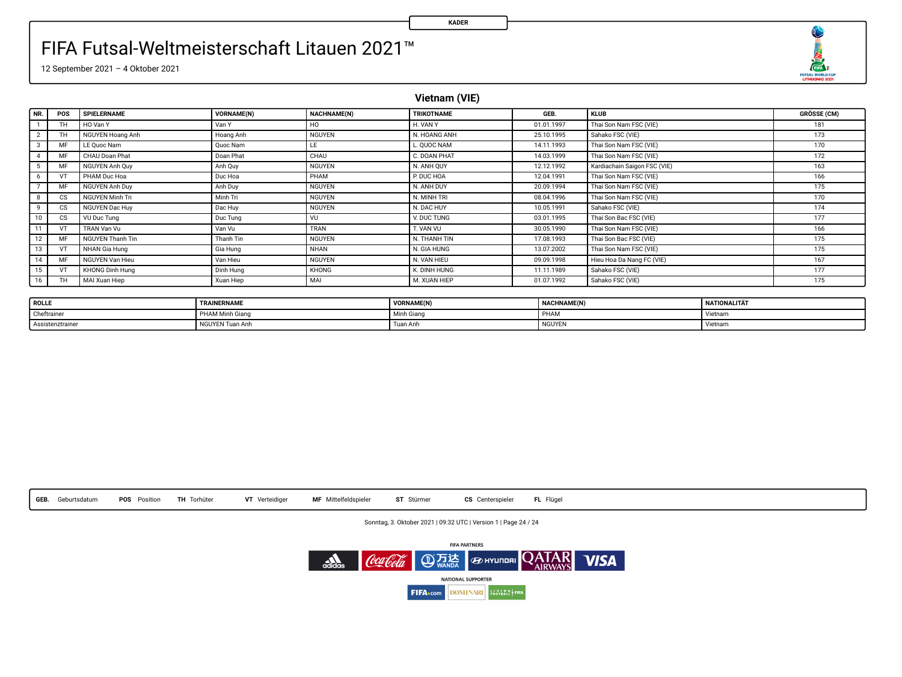KADER

# FIFA Futsal-Weltmeisterschaft Litauen 2021™

12 September 2021 – 4 Oktober 2021

## Vietnam (VIE)

| NR. | POS | SPIELERNAME | VORNAME(N) | NACHNAME(N) | TRIKOTNAME | GEB. | KLUB | GRÖSSE (CM) |
|---|---|---|---|---|---|---|---|---|
| 1 | TH | HO Van Y | Van Y | HO | H. VAN Y | 01.01.1997 | Thai Son Nam FSC (VIE) | 181 |
| 2 | TH | NGUYEN Hoang Anh | Hoang Anh | NGUYEN | N. HOANG ANH | 25.10.1995 | Sahako FSC (VIE) | 173 |
| 3 | MF | LE Quoc Nam | Quoc Nam | LE | L. QUOC NAM | 14.11.1993 | Thai Son Nam FSC (VIE) | 170 |
| 4 | MF | CHAU Doan Phat | Doan Phat | CHAU | C. DOAN PHAT | 14.03.1999 | Thai Son Nam FSC (VIE) | 172 |
| 5 | MF | NGUYEN Anh Quy | Anh Quy | NGUYEN | N. ANH QUY | 12.12.1992 | Kardiachain Saigon FSC (VIE) | 163 |
| 6 | VT | PHAM Duc Hoa | Duc Hoa | PHAM | P. DUC HOA | 12.04.1991 | Thai Son Nam FSC (VIE) | 166 |
| 7 | MF | NGUYEN Anh Duy | Anh Duy | NGUYEN | N. ANH DUY | 20.09.1994 | Thai Son Nam FSC (VIE) | 175 |
| 8 | CS | NGUYEN Minh Tri | Minh Tri | NGUYEN | N. MINH TRI | 08.04.1996 | Thai Son Nam FSC (VIE) | 170 |
| 9 | CS | NGUYEN Dac Huy | Dac Huy | NGUYEN | N. DAC HUY | 10.05.1991 | Sahako FSC (VIE) | 174 |
| 10 | CS | VU Duc Tung | Duc Tung | VU | V. DUC TUNG | 03.01.1995 | Thai Son Bac FSC (VIE) | 177 |
| 11 | VT | TRAN Van Vu | Van Vu | TRAN | T. VAN VU | 30.05.1990 | Thai Son Nam FSC (VIE) | 166 |
| 12 | MF | NGUYEN Thanh Tin | Thanh Tin | NGUYEN | N. THANH TIN | 17.08.1993 | Thai Son Bac FSC (VIE) | 175 |
| 13 | VT | NHAN Gia Hung | Gia Hung | NHAN | N. GIA HUNG | 13.07.2002 | Thai Son Nam FSC (VIE) | 175 |
| 14 | MF | NGUYEN Van Hieu | Van Hieu | NGUYEN | N. VAN HIEU | 09.09.1998 | Hieu Hoa Da Nang FC (VIE) | 167 |
| 15 | VT | KHONG Dinh Hung | Dinh Hung | KHONG | K. DINH HUNG | 11.11.1989 | Sahako FSC (VIE) | 177 |
| 16 | TH | MAI Xuan Hiep | Xuan Hiep | MAI | M. XUAN HIEP | 01.07.1992 | Sahako FSC (VIE) | 175 |

| ROLLE | TRAINERNAME | VORNAME(N) | NACHNAME(N) | NATIONALITÄT |
|---|---|---|---|---|
| Cheftrainer | PHAM Minh Giang | Minh Giang | PHAM | Vietnam |
| Assistenztrainer | NGUYEN Tuan Anh | Tuan Anh | NGUYEN | Vietnam |

**GEB.** Geburtsdatum **POS** Position **TH** Torhüter **VT** Verteidiger **MF** Mittelfeldspieler **ST** Stürmer **CS** Centerspieler **FL** Flügel

Sonntag, 3. Oktober 2021 | 09:32 UTC | Version 1

FIFA PARTNERS

NATIONAL SUPPORTER